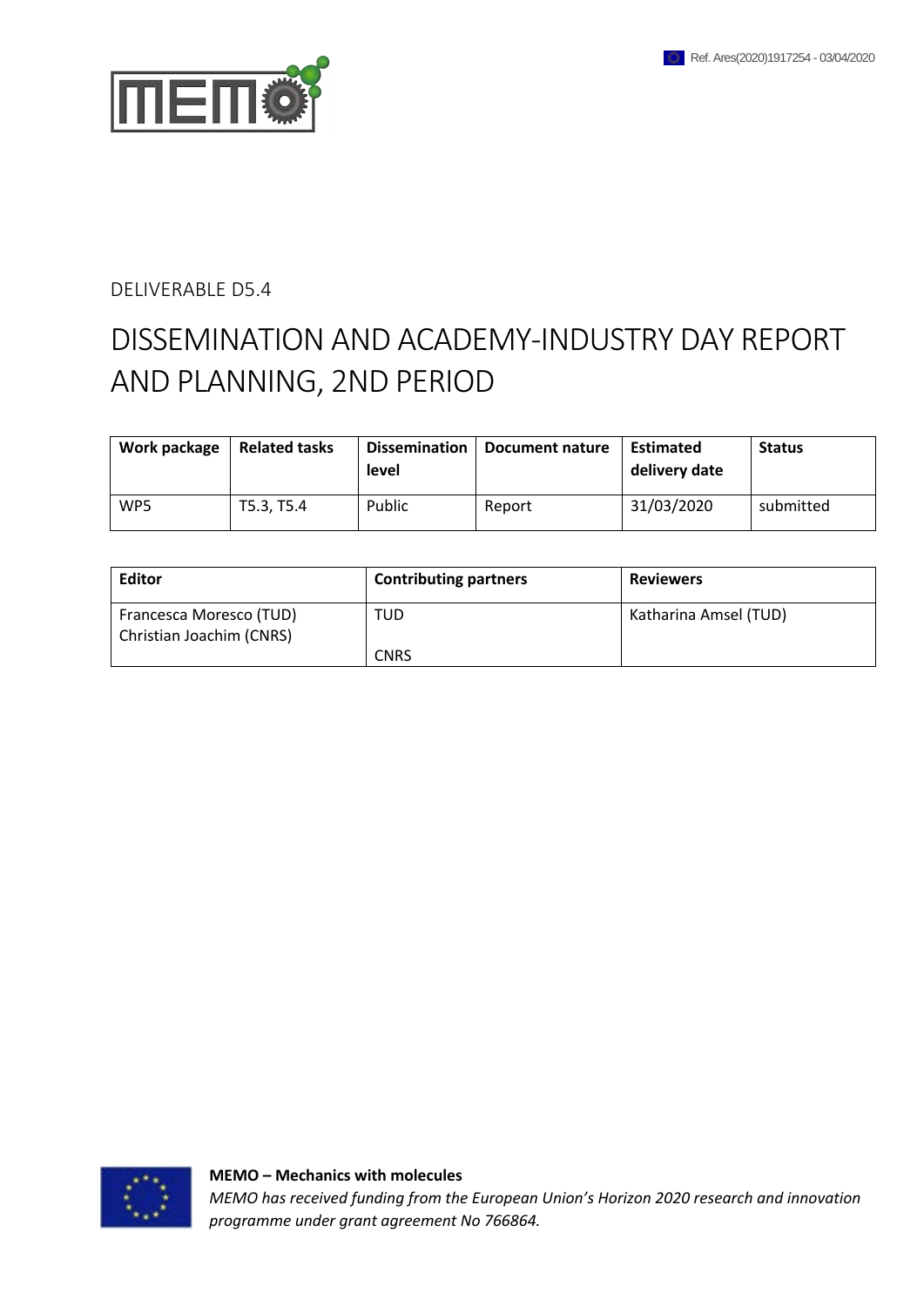Ref. Ares(2020)1917254 - 03/04/2020

DELIVERABLE D5.4

# DISSEMINATION AND ACADEMY-INDUSTRY DAY REPORT AND PLANNING, 2ND PERIOD

| Work package | Related tasks | Dissemination level | Document nature | Estimated delivery date | Status |
|---|---|---|---|---|---|
| WP5 | T5.3, T5.4 | Public | Report | 31/03/2020 | submitted |

| Editor | Contributing partners | Reviewers |
|---|---|---|
| Francesca Moresco (TUD)<br>Christian Joachim (CNRS) | TUD<br><br>CNRS | Katharina Amsel (TUD) |

**MEMO – Mechanics with molecules**

*MEMO has received funding from the European Union's Horizon 2020 research and innovation programme under grant agreement No 766864.*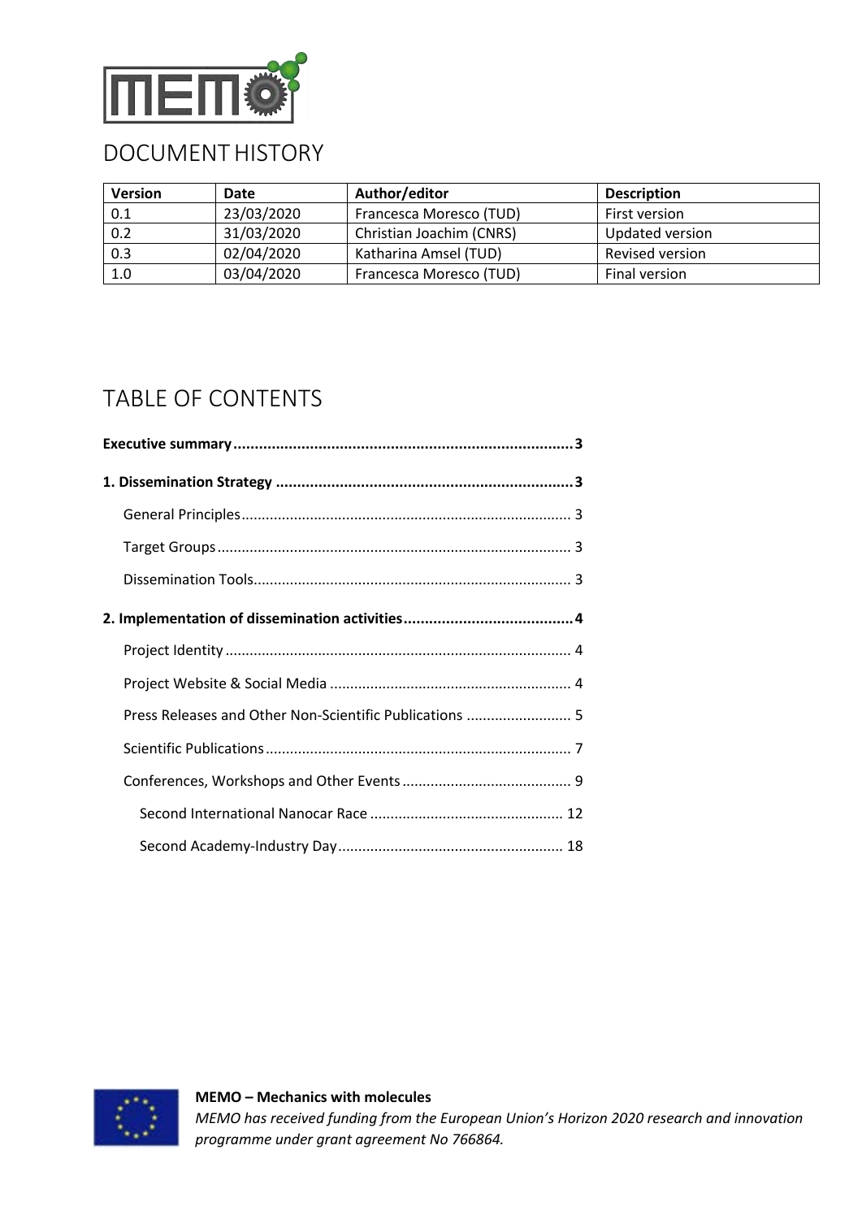# DOCUMENT HISTORY

| Version | Date | Author/editor | Description |
|---|---|---|---|
| 0.1 | 23/03/2020 | Francesca Moresco (TUD) | First version |
| 0.2 | 31/03/2020 | Christian Joachim (CNRS) | Updated version |
| 0.3 | 02/04/2020 | Katharina Amsel (TUD) | Revised version |
| 1.0 | 03/04/2020 | Francesca Moresco (TUD) | Final version |

# TABLE OF CONTENTS

**Executive summary ....................................................................... 3**

**1. Dissemination Strategy ..................................................................... 3**

- General Principles ....................................................................... 3
- Target Groups ....................................................................... 3
- Dissemination Tools ....................................................................... 3

**2. Implementation of dissemination activities ....................................... 4**

- Project Identity ....................................................................... 4
- Project Website & Social Media ....................................................................... 4
- Press Releases and Other Non-Scientific Publications ....................................................................... 5
- Scientific Publications ....................................................................... 7
- Conferences, Workshops and Other Events ....................................................................... 9
  - Second International Nanocar Race ....................................................................... 12
  - Second Academy-Industry Day ....................................................................... 18

**MEMO – Mechanics with molecules**

*MEMO has received funding from the European Union's Horizon 2020 research and innovation programme under grant agreement No 766864.*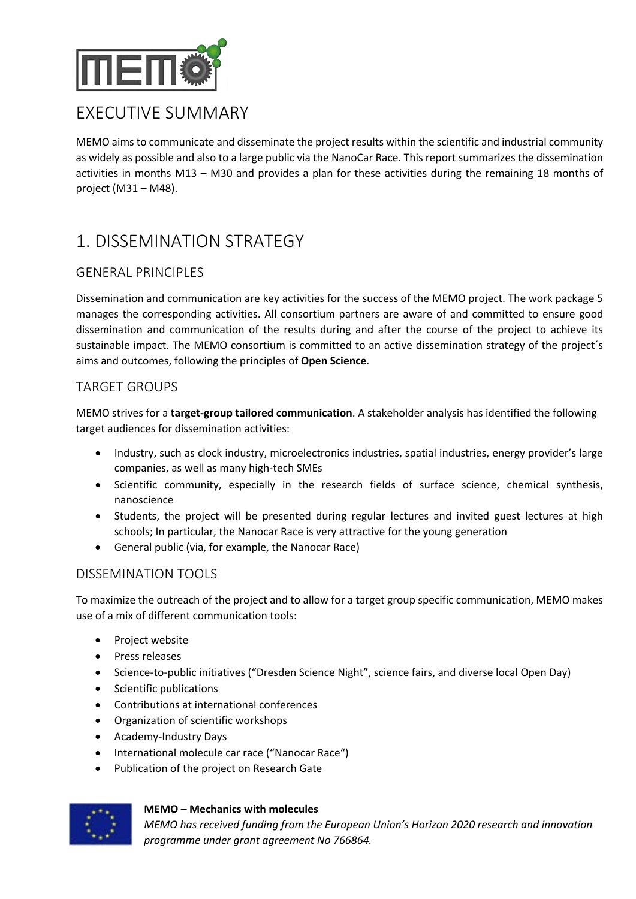# EXECUTIVE SUMMARY

MEMO aims to communicate and disseminate the project results within the scientific and industrial community as widely as possible and also to a large public via the NanoCar Race. This report summarizes the dissemination activities in months M13 – M30 and provides a plan for these activities during the remaining 18 months of project (M31 – M48).

# 1. DISSEMINATION STRATEGY

## GENERAL PRINCIPLES

Dissemination and communication are key activities for the success of the MEMO project. The work package 5 manages the corresponding activities. All consortium partners are aware of and committed to ensure good dissemination and communication of the results during and after the course of the project to achieve its sustainable impact. The MEMO consortium is committed to an active dissemination strategy of the project´s aims and outcomes, following the principles of **Open Science**.

## TARGET GROUPS

MEMO strives for a **target-group tailored communication**. A stakeholder analysis has identified the following target audiences for dissemination activities:

- Industry, such as clock industry, microelectronics industries, spatial industries, energy provider's large companies, as well as many high-tech SMEs
- Scientific community, especially in the research fields of surface science, chemical synthesis, nanoscience
- Students, the project will be presented during regular lectures and invited guest lectures at high schools; In particular, the Nanocar Race is very attractive for the young generation
- General public (via, for example, the Nanocar Race)

## DISSEMINATION TOOLS

To maximize the outreach of the project and to allow for a target group specific communication, MEMO makes use of a mix of different communication tools:

- Project website
- Press releases
- Science-to-public initiatives ("Dresden Science Night", science fairs, and diverse local Open Day)
- Scientific publications
- Contributions at international conferences
- Organization of scientific workshops
- Academy-Industry Days
- International molecule car race ("Nanocar Race")
- Publication of the project on Research Gate

**MEMO – Mechanics with molecules**

*MEMO has received funding from the European Union's Horizon 2020 research and innovation programme under grant agreement No 766864.*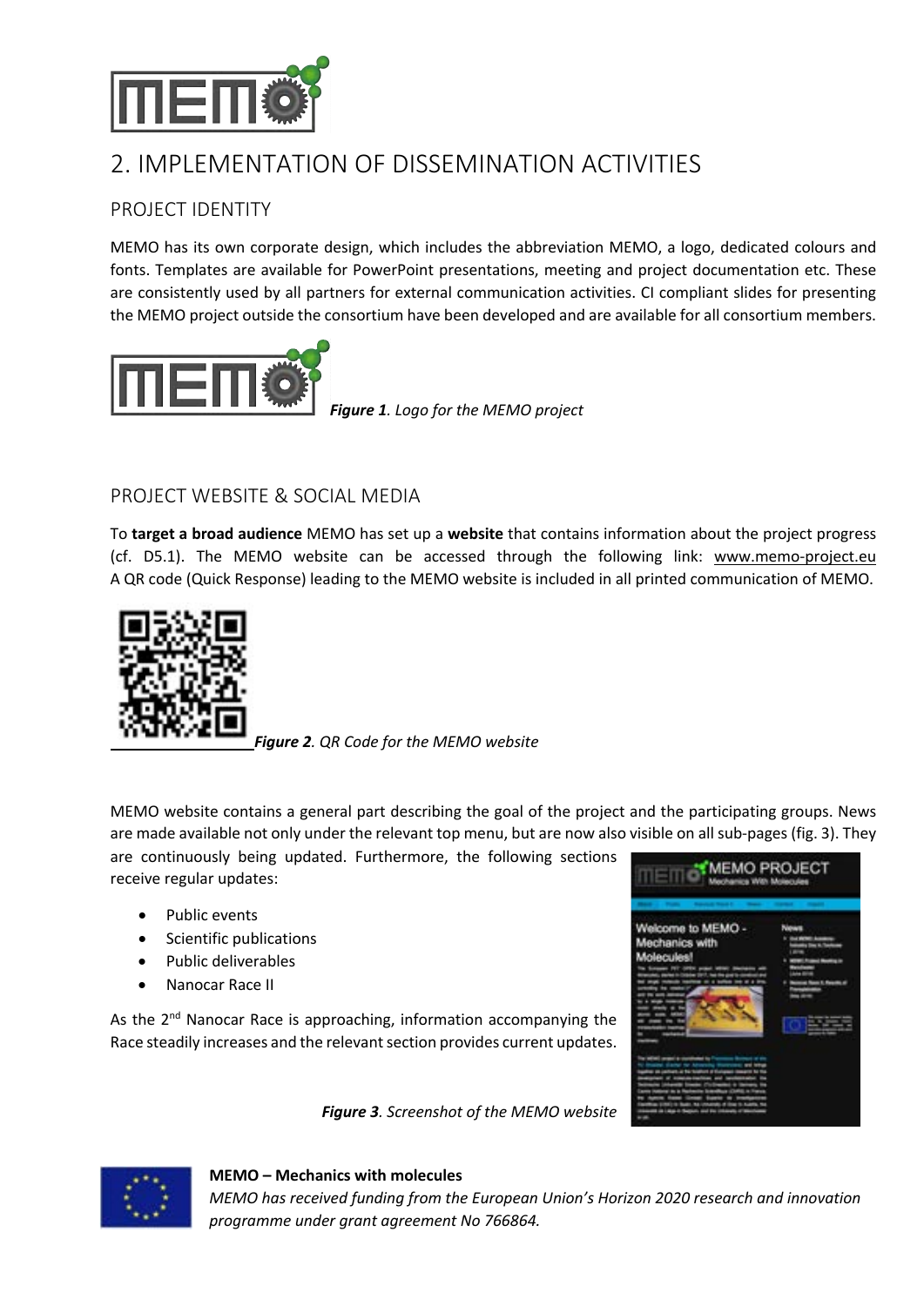# 2. IMPLEMENTATION OF DISSEMINATION ACTIVITIES

## PROJECT IDENTITY

MEMO has its own corporate design, which includes the abbreviation MEMO, a logo, dedicated colours and fonts. Templates are available for PowerPoint presentations, meeting and project documentation etc. These are consistently used by all partners for external communication activities. CI compliant slides for presenting the MEMO project outside the consortium have been developed and are available for all consortium members.

***Figure 1**. Logo for the MEMO project*

## PROJECT WEBSITE & SOCIAL MEDIA

To **target a broad audience** MEMO has set up a **website** that contains information about the project progress (cf. D5.1). The MEMO website can be accessed through the following link: www.memo-project.eu A QR code (Quick Response) leading to the MEMO website is included in all printed communication of MEMO.

***Figure 2**. QR Code for the MEMO website*

MEMO website contains a general part describing the goal of the project and the participating groups. News are made available not only under the relevant top menu, but are now also visible on all sub-pages (fig. 3). They are continuously being updated. Furthermore, the following sections receive regular updates:

- Public events
- Scientific publications
- Public deliverables
- Nanocar Race II

As the 2nd Nanocar Race is approaching, information accompanying the Race steadily increases and the relevant section provides current updates.

***Figure 3**. Screenshot of the MEMO website*

**MEMO – Mechanics with molecules**

*MEMO has received funding from the European Union's Horizon 2020 research and innovation programme under grant agreement No 766864.*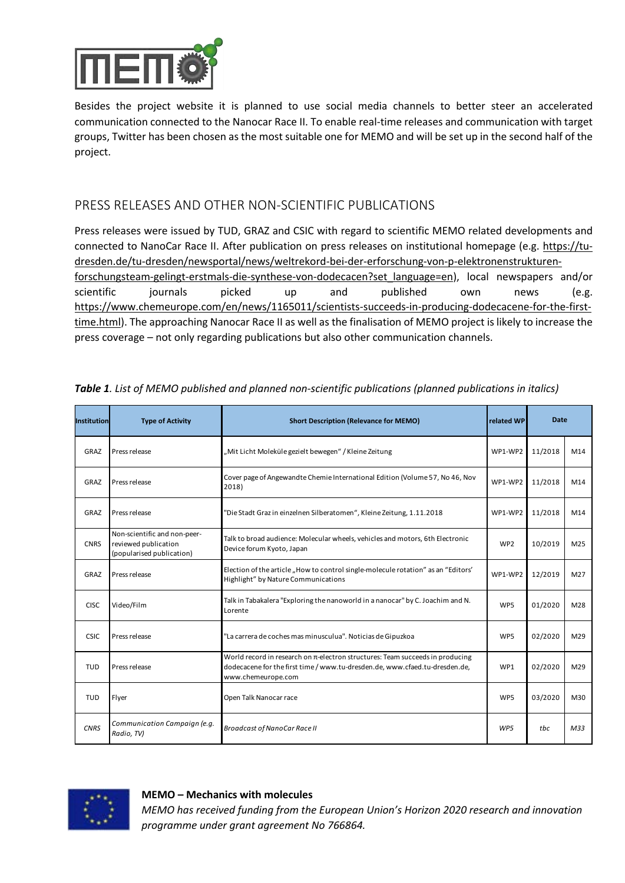Besides the project website it is planned to use social media channels to better steer an accelerated communication connected to the Nanocar Race II. To enable real-time releases and communication with target groups, Twitter has been chosen as the most suitable one for MEMO and will be set up in the second half of the project.

## PRESS RELEASES AND OTHER NON-SCIENTIFIC PUBLICATIONS

Press releases were issued by TUD, GRAZ and CSIC with regard to scientific MEMO related developments and connected to NanoCar Race II. After publication on press releases on institutional homepage (e.g. https://tu-dresden.de/tu-dresden/newsportal/news/weltrekord-bei-der-erforschung-von-p-elektronenstrukturen-forschungsteam-gelingt-erstmals-die-synthese-von-dodecacen?set_language=en), local newspapers and/or scientific journals picked up and published own news (e.g. https://www.chemeurope.com/en/news/1165011/scientists-succeeds-in-producing-dodecacene-for-the-first-time.html). The approaching Nanocar Race II as well as the finalisation of MEMO project is likely to increase the press coverage – not only regarding publications but also other communication channels.

***Table 1**. List of MEMO published and planned non-scientific publications (planned publications in italics)*

| Institution | Type of Activity | Short Description (Relevance for MEMO) | related WP | Date | |
|---|---|---|---|---|---|
| GRAZ | Press release | „Mit Licht Moleküle gezielt bewegen" / Kleine Zeitung | WP1-WP2 | 11/2018 | M14 |
| GRAZ | Press release | Cover page of Angewandte Chemie International Edition (Volume 57, No 46, Nov 2018) | WP1-WP2 | 11/2018 | M14 |
| GRAZ | Press release | "Die Stadt Graz in einzelnen Silberatomen", Kleine Zeitung, 1.11.2018 | WP1-WP2 | 11/2018 | M14 |
| CNRS | Non-scientific and non-peer-reviewed publication (popularised publication) | Talk to broad audience: Molecular wheels, vehicles and motors, 6th Electronic Device forum Kyoto, Japan | WP2 | 10/2019 | M25 |
| GRAZ | Press release | Election of the article „How to control single-molecule rotation" as an "Editors' Highlight" by Nature Communications | WP1-WP2 | 12/2019 | M27 |
| CISC | Video/Film | Talk in Tabakalera "Exploring the nanoworld in a nanocar" by C. Joachim and N. Lorente | WP5 | 01/2020 | M28 |
| CSIC | Press release | "La carrera de coches mas minusculua". Noticias de Gipuzkoa | WP5 | 02/2020 | M29 |
| TUD | Press release | World record in research on π-electron structures: Team succeeds in producing dodecacene for the first time / www.tu-dresden.de, www.cfaed.tu-dresden.de, www.chemeurope.com | WP1 | 02/2020 | M29 |
| TUD | Flyer | Open Talk Nanocar race | WP5 | 03/2020 | M30 |
| *CNRS* | *Communication Campaign (e.g. Radio, TV)* | *Broadcast of NanoCar Race II* | *WP5* | *tbc* | *M33* |

**MEMO – Mechanics with molecules**

*MEMO has received funding from the European Union's Horizon 2020 research and innovation programme under grant agreement No 766864.*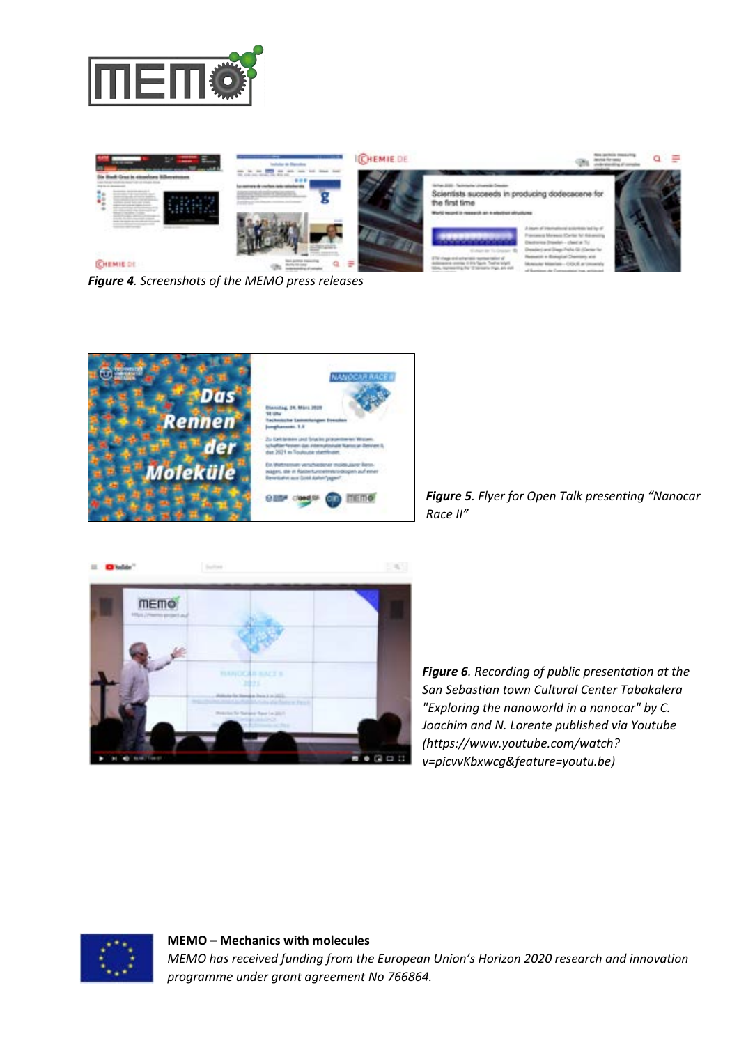*Figure 4. Screenshots of the MEMO press releases*

*Figure 5. Flyer for Open Talk presenting "Nanocar Race II"*

*Figure 6. Recording of public presentation at the San Sebastian town Cultural Center Tabakalera "Exploring the nanoworld in a nanocar" by C. Joachim and N. Lorente published via Youtube (https://www.youtube.com/watch?v=picvvKbxwcg&feature=youtu.be)*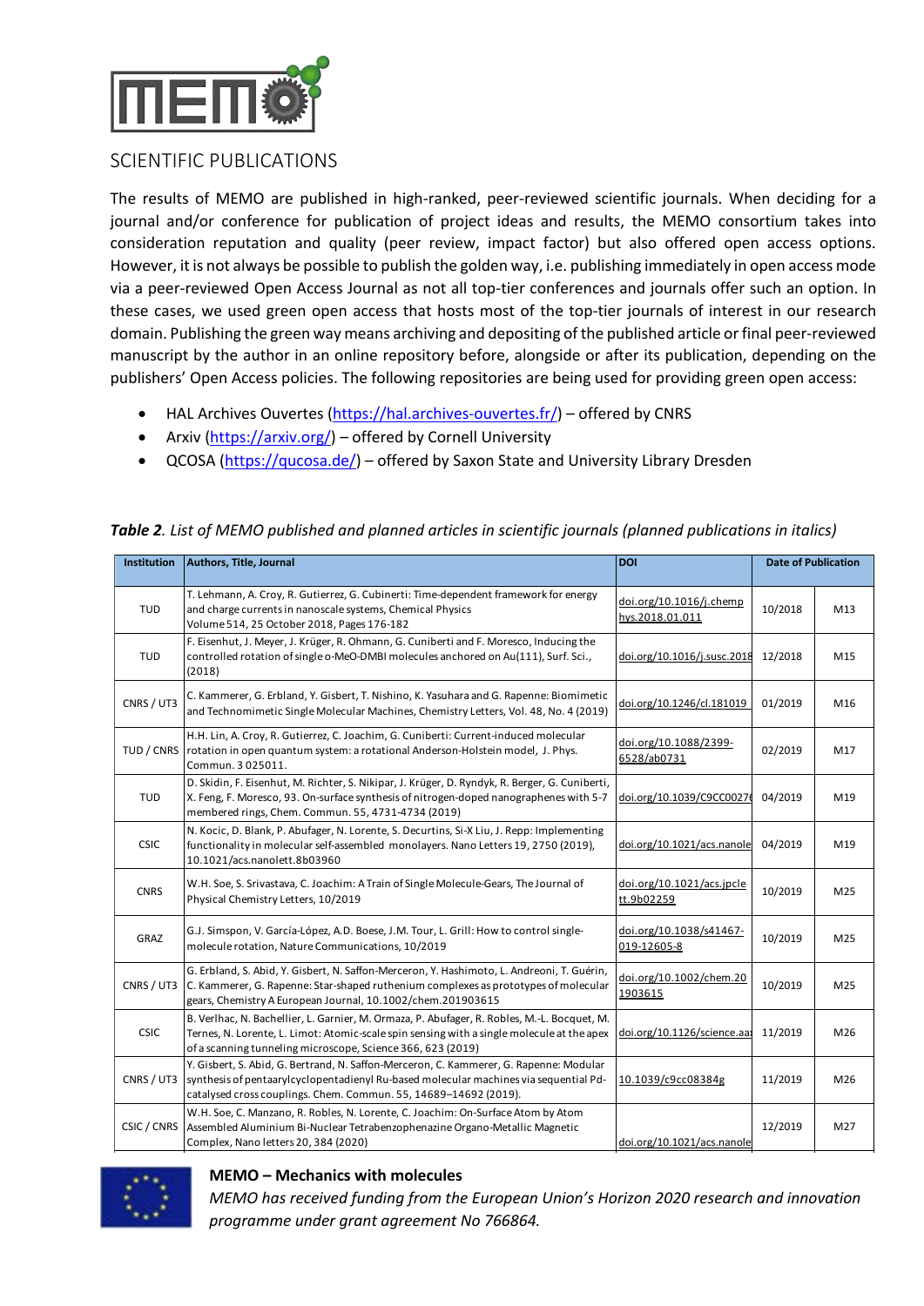## SCIENTIFIC PUBLICATIONS

The results of MEMO are published in high-ranked, peer-reviewed scientific journals. When deciding for a journal and/or conference for publication of project ideas and results, the MEMO consortium takes into consideration reputation and quality (peer review, impact factor) but also offered open access options. However, it is not always be possible to publish the golden way, i.e. publishing immediately in open access mode via a peer-reviewed Open Access Journal as not all top-tier conferences and journals offer such an option. In these cases, we used green open access that hosts most of the top-tier journals of interest in our research domain. Publishing the green way means archiving and depositing of the published article or final peer-reviewed manuscript by the author in an online repository before, alongside or after its publication, depending on the publishers' Open Access policies. The following repositories are being used for providing green open access:

- HAL Archives Ouvertes (https://hal.archives-ouvertes.fr/) – offered by CNRS
- Arxiv (https://arxiv.org/) – offered by Cornell University
- QCOSA (https://qucosa.de/) – offered by Saxon State and University Library Dresden

***Table 2**. List of MEMO published and planned articles in scientific journals (planned publications in italics)*

| Institution | Authors, Title, Journal | DOI | Date of Publication | |
|---|---|---|---|---|
| TUD | T. Lehmann, A. Croy, R. Gutierrez, G. Cubinerti: Time-dependent framework for energy and charge currents in nanoscale systems, Chemical Physics Volume 514, 25 October 2018, Pages 176-182 | doi.org/10.1016/j.chemphys.2018.01.011 | 10/2018 | M13 |
| TUD | F. Eisenhut, J. Meyer, J. Krüger, R. Ohmann, G. Cuniberti and F. Moresco, Inducing the controlled rotation of single o-MeO-DMBI molecules anchored on Au(111), Surf. Sci., (2018) | doi.org/10.1016/j.susc.2018 | 12/2018 | M15 |
| CNRS / UT3 | C. Kammerer, G. Erbland, Y. Gisbert, T. Nishino, K. Yasuhara and G. Rapenne: Biomimetic and Technomimetic Single Molecular Machines, Chemistry Letters, Vol. 48, No. 4 (2019) | doi.org/10.1246/cl.181019 | 01/2019 | M16 |
| TUD / CNRS | H.H. Lin, A. Croy, R. Gutierrez, C. Joachim, G. Cuniberti: Current-induced molecular rotation in open quantum system: a rotational Anderson-Holstein model, J. Phys. Commun. 3 025011. | doi.org/10.1088/2399-6528/ab0731 | 02/2019 | M17 |
| TUD | D. Skidin, F. Eisenhut, M. Richter, S. Nikipar, J. Krüger, D. Ryndyk, R. Berger, G. Cuniberti, X. Feng, F. Moresco, 93. On-surface synthesis of nitrogen-doped nanographenes with 5-7 membered rings, Chem. Commun. 55, 4731-4734 (2019) | doi.org/10.1039/C9CC0027 | 04/2019 | M19 |
| CSIC | N. Kocic, D. Blank, P. Abufager, N. Lorente, S. Decurtins, Si-X Liu, J. Repp: Implementing functionality in molecular self-assembled monolayers. Nano Letters 19, 2750 (2019), 10.1021/acs.nanolett.8b03960 | doi.org/10.1021/acs.nanole | 04/2019 | M19 |
| CNRS | W.H. Soe, S. Srivastava, C. Joachim: A Train of Single Molecule-Gears, The Journal of Physical Chemistry Letters, 10/2019 | doi.org/10.1021/acs.jpclett.9b02259 | 10/2019 | M25 |
| GRAZ | G.J. Simpson, V. García-López, A.D. Boese, J.M. Tour, L. Grill: How to control single-molecule rotation, Nature Communications, 10/2019 | doi.org/10.1038/s41467-019-12605-8 | 10/2019 | M25 |
| CNRS / UT3 | G. Erbland, S. Abid, Y. Gisbert, N. Saffon-Merceron, Y. Hashimoto, L. Andreoni, T. Guérin, C. Kammerer, G. Rapenne: Star-shaped ruthenium complexes as prototypes of molecular gears, Chemistry A European Journal, 10.1002/chem.201903615 | doi.org/10.1002/chem.201903615 | 10/2019 | M25 |
| CSIC | B. Verlhac, N. Bachellier, L. Garnier, M. Ormaza, P. Abufager, R. Robles, M.-L. Bocquet, M. Ternes, N. Lorente, L. Limot: Atomic-scale spin sensing with a single molecule at the apex of a scanning tunneling microscope, Science 366, 623 (2019) | doi.org/10.1126/science.aa | 11/2019 | M26 |
| CNRS / UT3 | Y. Gisbert, S. Abid, G. Bertrand, N. Saffon-Merceron, C. Kammerer, G. Rapenne: Modular synthesis of pentaarylcyclopentadienyl Ru-based molecular machines via sequential Pd-catalysed cross couplings. Chem. Commun. 55, 14689–14692 (2019). | 10.1039/c9cc08384g | 11/2019 | M26 |
| CSIC / CNRS | W.H. Soe, C. Manzano, R. Robles, N. Lorente, C. Joachim: On-Surface Atom by Atom Assembled Aluminium Bi-Nuclear Tetrabenzophenazine Organo-Metallic Magnetic Complex, Nano letters 20, 384 (2020) | doi.org/10.1021/acs.nanole | 12/2019 | M27 |

**MEMO – Mechanics with molecules**

*MEMO has received funding from the European Union's Horizon 2020 research and innovation programme under grant agreement No 766864.*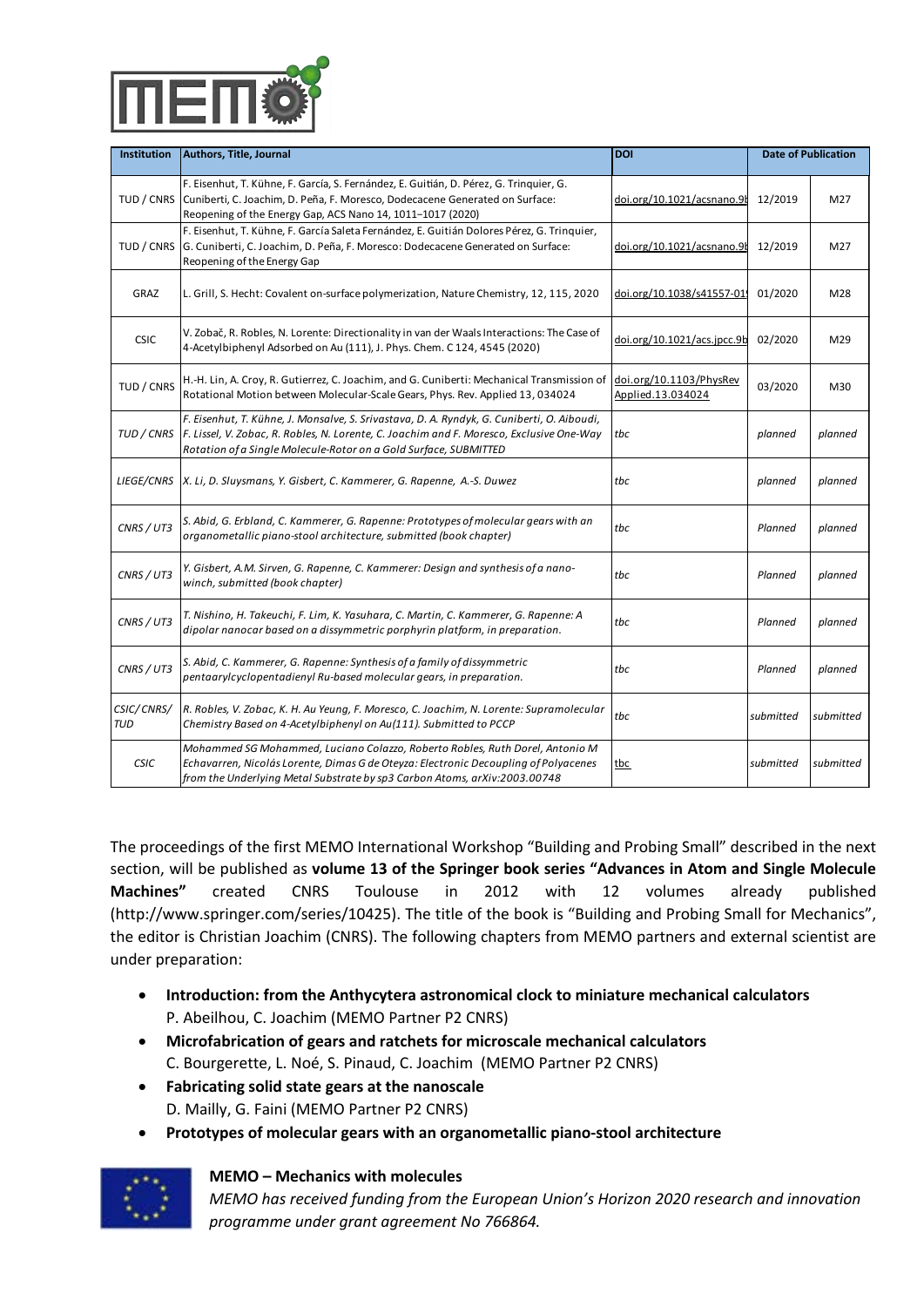| Institution | Authors, Title, Journal | DOI | Date of Publication | |
|---|---|---|---|---|
| TUD / CNRS | F. Eisenhut, T. Kühne, F. García, S. Fernández, E. Guitián, D. Pérez, G. Trinquier, G. Cuniberti, C. Joachim, D. Peña, F. Moresco, Dodecacene Generated on Surface: Reopening of the Energy Gap, ACS Nano 14, 1011–1017 (2020) | doi.org/10.1021/acsnano.9b | 12/2019 | M27 |
| TUD / CNRS | F. Eisenhut, T. Kühne, F. García Saleta Fernández, E. Guitián Dolores Pérez, G. Trinquier, G. Cuniberti, C. Joachim, D. Peña, F. Moresco: Dodecacene Generated on Surface: Reopening of the Energy Gap | doi.org/10.1021/acsnano.9b | 12/2019 | M27 |
| GRAZ | L. Grill, S. Hecht: Covalent on-surface polymerization, Nature Chemistry, 12, 115, 2020 | doi.org/10.1038/s41557-01 | 01/2020 | M28 |
| CSIC | V. Zobač, R. Robles, N. Lorente: Directionality in van der Waals Interactions: The Case of 4-Acetylbiphenyl Adsorbed on Au (111), J. Phys. Chem. C 124, 4545 (2020) | doi.org/10.1021/acs.jpcc.9b | 02/2020 | M29 |
| TUD / CNRS | H.-H. Lin, A. Croy, R. Gutierrez, C. Joachim, and G. Cuniberti: Mechanical Transmission of Rotational Motion between Molecular-Scale Gears, Phys. Rev. Applied 13, 034024 | doi.org/10.1103/PhysRev Applied.13.034024 | 03/2020 | M30 |
| *TUD / CNRS* | *F. Eisenhut, T. Kühne, J. Monsalve, S. Srivastava, D. A. Ryndyk, G. Cuniberti, O. Aiboudi, F. Lissel, V. Zobac, R. Robles, N. Lorente, C. Joachim and F. Moresco, Exclusive One-Way Rotation of a Single Molecule-Rotor on a Gold Surface, SUBMITTED* | *tbc* | *planned* | *planned* |
| *LIEGE/CNRS* | *X. Li, D. Sluysmans, Y. Gisbert, C. Kammerer, G. Rapenne, A.-S. Duwez* | *tbc* | *planned* | *planned* |
| *CNRS / UT3* | *S. Abid, G. Erbland, C. Kammerer, G. Rapenne: Prototypes of molecular gears with an organometallic piano-stool architecture, submitted (book chapter)* | *tbc* | *Planned* | *planned* |
| *CNRS / UT3* | *Y. Gisbert, A.M. Sirven, G. Rapenne, C. Kammerer: Design and synthesis of a nano-winch, submitted (book chapter)* | *tbc* | *Planned* | *planned* |
| *CNRS / UT3* | *T. Nishino, H. Takeuchi, F. Lim, K. Yasuhara, C. Martin, C. Kammerer, G. Rapenne: A dipolar nanocar based on a dissymmetric porphyrin platform, in preparation.* | *tbc* | *Planned* | *planned* |
| *CNRS / UT3* | *S. Abid, C. Kammerer, G. Rapenne: Synthesis of a family of dissymmetric pentaarylcyclopentadienyl Ru-based molecular gears, in preparation.* | *tbc* | *Planned* | *planned* |
| *CSIC/ CNRS/ TUD* | *R. Robles, V. Zobac, K. H. Au Yeung, F. Moresco, C. Joachim, N. Lorente: Supramolecular Chemistry Based on 4-Acetylbiphenyl on Au(111). Submitted to PCCP* | *tbc* | *submitted* | *submitted* |
| *CSIC* | *Mohammed SG Mohammed, Luciano Colazzo, Roberto Robles, Ruth Dorel, Antonio M Echavarren, Nicolás Lorente, Dimas G de Oteyza: Electronic Decoupling of Polyacenes from the Underlying Metal Substrate by sp3 Carbon Atoms, arXiv:2003.00748* | *tbc* | *submitted* | *submitted* |

The proceedings of the first MEMO International Workshop "Building and Probing Small" described in the next section, will be published as **volume 13 of the Springer book series "Advances in Atom and Single Molecule Machines"** created CNRS Toulouse in 2012 with 12 volumes already published (http://www.springer.com/series/10425). The title of the book is "Building and Probing Small for Mechanics", the editor is Christian Joachim (CNRS). The following chapters from MEMO partners and external scientist are under preparation:

- **Introduction: from the Anthycytera astronomical clock to miniature mechanical calculators**
  P. Abeilhou, C. Joachim (MEMO Partner P2 CNRS)
- **Microfabrication of gears and ratchets for microscale mechanical calculators**
  C. Bourgerette, L. Noé, S. Pinaud, C. Joachim (MEMO Partner P2 CNRS)
- **Fabricating solid state gears at the nanoscale**
  D. Mailly, G. Faini (MEMO Partner P2 CNRS)
- **Prototypes of molecular gears with an organometallic piano-stool architecture**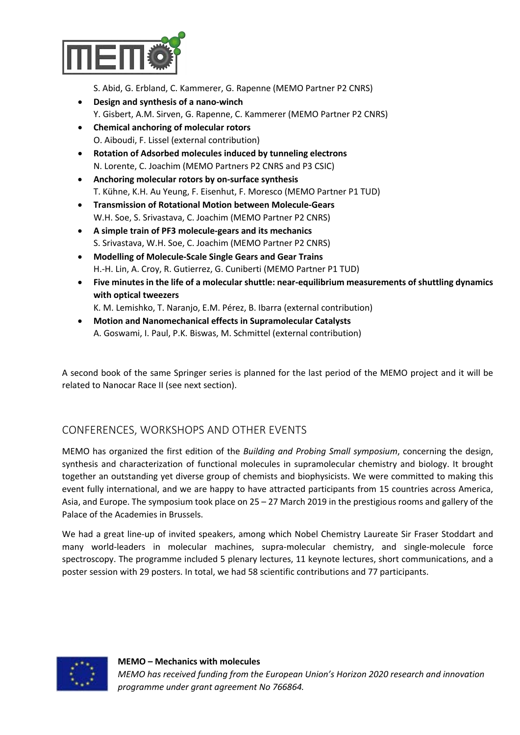S. Abid, G. Erbland, C. Kammerer, G. Rapenne (MEMO Partner P2 CNRS)

- **Design and synthesis of a nano-winch**
  Y. Gisbert, A.M. Sirven, G. Rapenne, C. Kammerer (MEMO Partner P2 CNRS)
- **Chemical anchoring of molecular rotors**
  O. Aiboudi, F. Lissel (external contribution)
- **Rotation of Adsorbed molecules induced by tunneling electrons**
  N. Lorente, C. Joachim (MEMO Partners P2 CNRS and P3 CSIC)
- **Anchoring molecular rotors by on-surface synthesis**
  T. Kühne, K.H. Au Yeung, F. Eisenhut, F. Moresco (MEMO Partner P1 TUD)
- **Transmission of Rotational Motion between Molecule-Gears**
  W.H. Soe, S. Srivastava, C. Joachim (MEMO Partner P2 CNRS)
- **A simple train of PF3 molecule-gears and its mechanics**
  S. Srivastava, W.H. Soe, C. Joachim (MEMO Partner P2 CNRS)
- **Modelling of Molecule-Scale Single Gears and Gear Trains**
  H.-H. Lin, A. Croy, R. Gutierrez, G. Cuniberti (MEMO Partner P1 TUD)
- **Five minutes in the life of a molecular shuttle: near-equilibrium measurements of shuttling dynamics with optical tweezers**
  K. M. Lemishko, T. Naranjo, E.M. Pérez, B. Ibarra (external contribution)
- **Motion and Nanomechanical effects in Supramolecular Catalysts**
  A. Goswami, I. Paul, P.K. Biswas, M. Schmittel (external contribution)

A second book of the same Springer series is planned for the last period of the MEMO project and it will be related to Nanocar Race II (see next section).

## CONFERENCES, WORKSHOPS AND OTHER EVENTS

MEMO has organized the first edition of the *Building and Probing Small symposium*, concerning the design, synthesis and characterization of functional molecules in supramolecular chemistry and biology. It brought together an outstanding yet diverse group of chemists and biophysicists. We were committed to making this event fully international, and we are happy to have attracted participants from 15 countries across America, Asia, and Europe. The symposium took place on 25 – 27 March 2019 in the prestigious rooms and gallery of the Palace of the Academies in Brussels.

We had a great line-up of invited speakers, among which Nobel Chemistry Laureate Sir Fraser Stoddart and many world-leaders in molecular machines, supra-molecular chemistry, and single-molecule force spectroscopy. The programme included 5 plenary lectures, 11 keynote lectures, short communications, and a poster session with 29 posters. In total, we had 58 scientific contributions and 77 participants.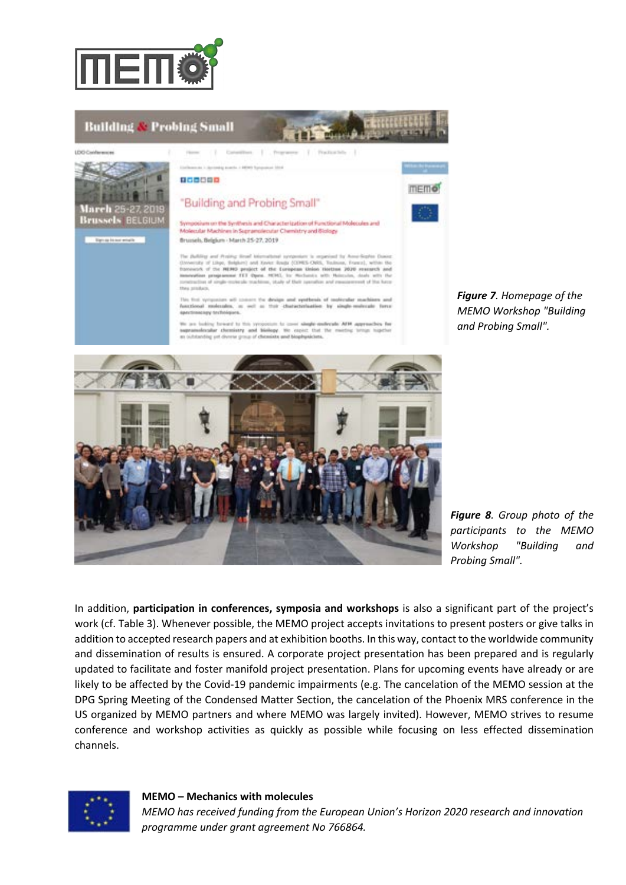*Figure 7*. Homepage of the MEMO Workshop "Building and Probing Small".

*Figure 8*. Group photo of the participants to the MEMO Workshop "Building and Probing Small".

In addition, **participation in conferences, symposia and workshops** is also a significant part of the project's work (cf. Table 3). Whenever possible, the MEMO project accepts invitations to present posters or give talks in addition to accepted research papers and at exhibition booths. In this way, contact to the worldwide community and dissemination of results is ensured. A corporate project presentation has been prepared and is regularly updated to facilitate and foster manifold project presentation. Plans for upcoming events have already or are likely to be affected by the Covid-19 pandemic impairments (e.g. The cancelation of the MEMO session at the DPG Spring Meeting of the Condensed Matter Section, the cancelation of the Phoenix MRS conference in the US organized by MEMO partners and where MEMO was largely invited). However, MEMO strives to resume conference and workshop activities as quickly as possible while focusing on less effected dissemination channels.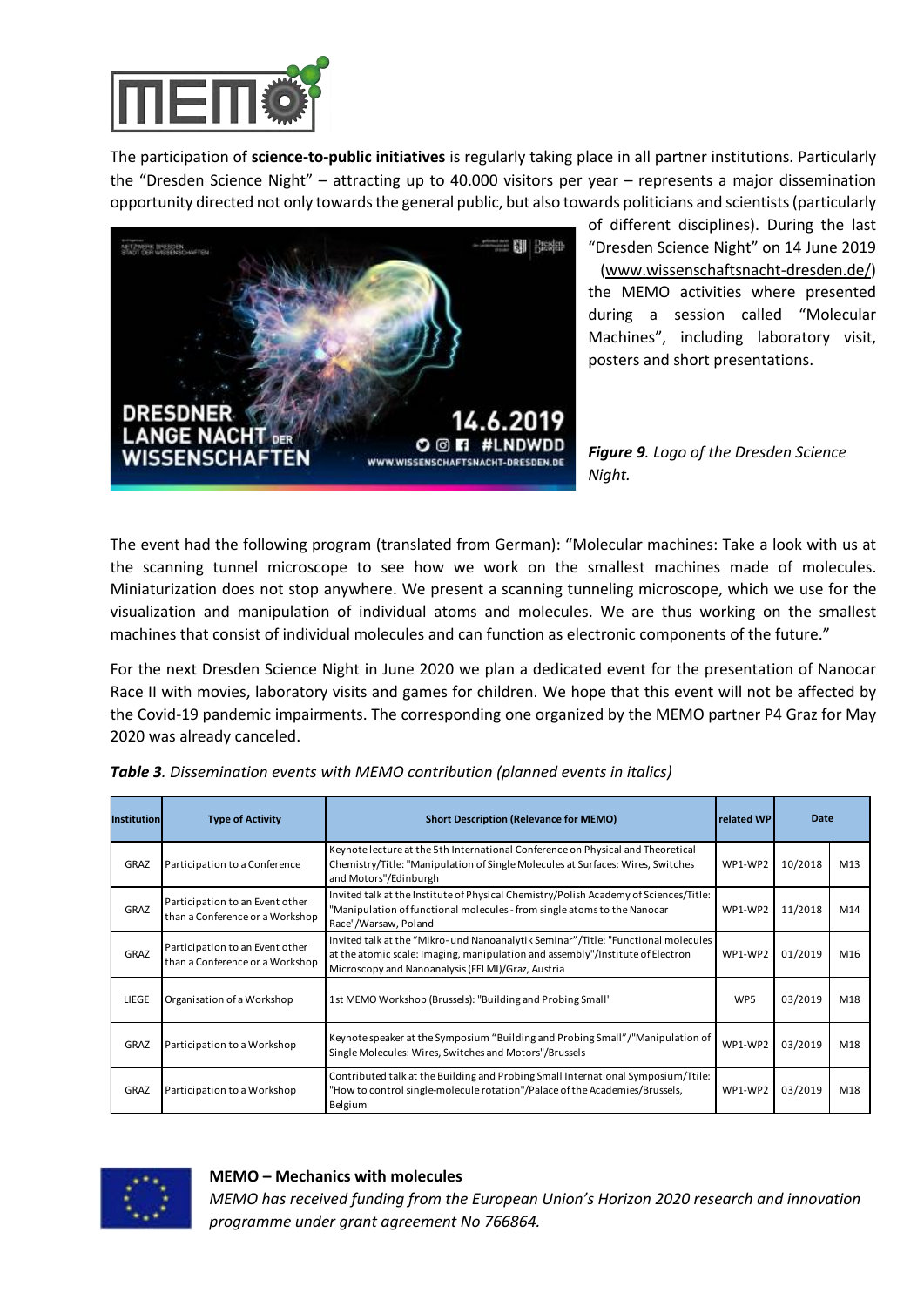The participation of **science-to-public initiatives** is regularly taking place in all partner institutions. Particularly the "Dresden Science Night" – attracting up to 40.000 visitors per year – represents a major dissemination opportunity directed not only towards the general public, but also towards politicians and scientists (particularly of different disciplines). During the last "Dresden Science Night" on 14 June 2019 (www.wissenschaftsnacht-dresden.de/) the MEMO activities where presented during a session called "Molecular Machines", including laboratory visit, posters and short presentations.

***Figure 9****. Logo of the Dresden Science Night.*

The event had the following program (translated from German): "Molecular machines: Take a look with us at the scanning tunnel microscope to see how we work on the smallest machines made of molecules. Miniaturization does not stop anywhere. We present a scanning tunneling microscope, which we use for the visualization and manipulation of individual atoms and molecules. We are thus working on the smallest machines that consist of individual molecules and can function as electronic components of the future."

For the next Dresden Science Night in June 2020 we plan a dedicated event for the presentation of Nanocar Race II with movies, laboratory visits and games for children. We hope that this event will not be affected by the Covid-19 pandemic impairments. The corresponding one organized by the MEMO partner P4 Graz for May 2020 was already canceled.

***Table 3****. Dissemination events with MEMO contribution (planned events in italics)*

| Institution | Type of Activity | Short Description (Relevance for MEMO) | related WP | Date | |
|---|---|---|---|---|---|
| GRAZ | Participation to a Conference | Keynote lecture at the 5th International Conference on Physical and Theoretical Chemistry/Title: "Manipulation of Single Molecules at Surfaces: Wires, Switches and Motors"/Edinburgh | WP1-WP2 | 10/2018 | M13 |
| GRAZ | Participation to an Event other than a Conference or a Workshop | Invited talk at the Institute of Physical Chemistry/Polish Academy of Sciences/Title: "Manipulation of functional molecules - from single atoms to the Nanocar Race"/Warsaw, Poland | WP1-WP2 | 11/2018 | M14 |
| GRAZ | Participation to an Event other than a Conference or a Workshop | Invited talk at the "Mikro- und Nanoanalytik Seminar"/Title: "Functional molecules at the atomic scale: Imaging, manipulation and assembly"/Institute of Electron Microscopy and Nanoanalysis (FELMI)/Graz, Austria | WP1-WP2 | 01/2019 | M16 |
| LIEGE | Organisation of a Workshop | 1st MEMO Workshop (Brussels): "Building and Probing Small" | WP5 | 03/2019 | M18 |
| GRAZ | Participation to a Workshop | Keynote speaker at the Symposium "Building and Probing Small"/"Manipulation of Single Molecules: Wires, Switches and Motors"/Brussels | WP1-WP2 | 03/2019 | M18 |
| GRAZ | Participation to a Workshop | Contributed talk at the Building and Probing Small International Symposium/Ttile: "How to control single-molecule rotation"/Palace of the Academies/Brussels, Belgium | WP1-WP2 | 03/2019 | M18 |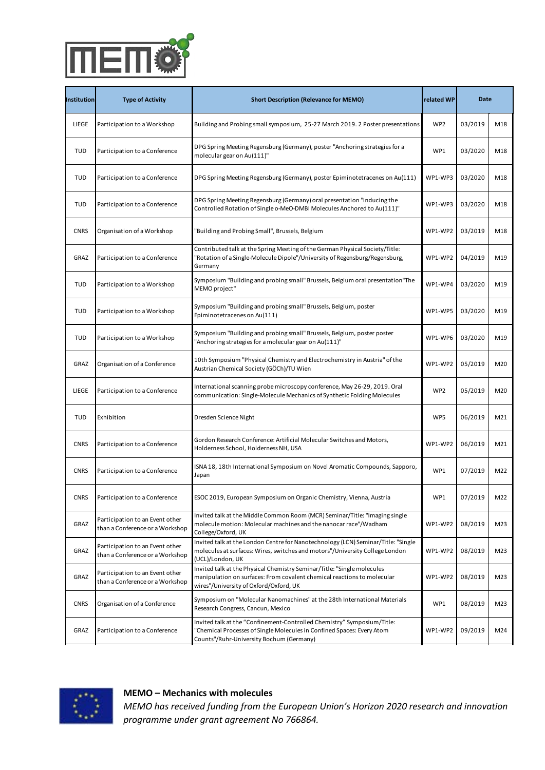| Institution | Type of Activity | Short Description (Relevance for MEMO) | related WP | Date | |
|---|---|---|---|---|---|
| LIEGE | Participation to a Workshop | Building and Probing small symposium, 25-27 March 2019. 2 Poster presentations | WP2 | 03/2019 | M18 |
| TUD | Participation to a Conference | DPG Spring Meeting Regensburg (Germany), poster "Anchoring strategies for a molecular gear on Au(111)" | WP1 | 03/2020 | M18 |
| TUD | Participation to a Conference | DPG Spring Meeting Regensburg (Germany), poster Epiminotetracenes on Au(111) | WP1-WP3 | 03/2020 | M18 |
| TUD | Participation to a Conference | DPG Spring Meeting Regensburg (Germany) oral presentation "Inducing the Controlled Rotation of Single o-MeO-DMBI Molecules Anchored to Au(111)" | WP1-WP3 | 03/2020 | M18 |
| CNRS | Organisation of a Workshop | "Building and Probing Small", Brussels, Belgium | WP1-WP2 | 03/2019 | M18 |
| GRAZ | Participation to a Conference | Contributed talk at the Spring Meeting of the German Physical Society/Title: "Rotation of a Single-Molecule Dipole"/University of Regensburg/Regensburg, Germany | WP1-WP2 | 04/2019 | M19 |
| TUD | Participation to a Workshop | Symposium "Building and probing small" Brussels, Belgium oral presentation"The MEMO project" | WP1-WP4 | 03/2020 | M19 |
| TUD | Participation to a Workshop | Symposium "Building and probing small" Brussels, Belgium, poster Epiminotetracenes on Au(111) | WP1-WP5 | 03/2020 | M19 |
| TUD | Participation to a Workshop | Symposium "Building and probing small" Brussels, Belgium, poster poster "Anchoring strategies for a molecular gear on Au(111)" | WP1-WP6 | 03/2020 | M19 |
| GRAZ | Organisation of a Conference | 10th Symposium "Physical Chemistry and Electrochemistry in Austria" of the Austrian Chemical Society (GÖCh)/TU Wien | WP1-WP2 | 05/2019 | M20 |
| LIEGE | Participation to a Conference | International scanning probe microscopy conference, May 26-29, 2019. Oral communication: Single-Molecule Mechanics of Synthetic Folding Molecules | WP2 | 05/2019 | M20 |
| TUD | Exhibition | Dresden Science Night | WP5 | 06/2019 | M21 |
| CNRS | Participation to a Conference | Gordon Research Conference: Artificial Molecular Switches and Motors, Holderness School, Holderness NH, USA | WP1-WP2 | 06/2019 | M21 |
| CNRS | Participation to a Conference | ISNA 18, 18th International Symposium on Novel Aromatic Compounds, Sapporo, Japan | WP1 | 07/2019 | M22 |
| CNRS | Participation to a Conference | ESOC 2019, European Symposium on Organic Chemistry, Vienna, Austria | WP1 | 07/2019 | M22 |
| GRAZ | Participation to an Event other than a Conference or a Workshop | Invited talk at the Middle Common Room (MCR) Seminar/Title: "Imaging single molecule motion: Molecular machines and the nanocar race"/Wadham College/Oxford, UK | WP1-WP2 | 08/2019 | M23 |
| GRAZ | Participation to an Event other than a Conference or a Workshop | Invited talk at the London Centre for Nanotechnology (LCN) Seminar/Title: "Single molecules at surfaces: Wires, switches and motors"/University College London (UCL)/London, UK | WP1-WP2 | 08/2019 | M23 |
| GRAZ | Participation to an Event other than a Conference or a Workshop | Invited talk at the Physical Chemistry Seminar/Title: "Single molecules manipulation on surfaces: From covalent chemical reactions to molecular wires"/University of Oxford/Oxford, UK | WP1-WP2 | 08/2019 | M23 |
| CNRS | Organisation of a Conference | Symposium on "Molecular Nanomachines" at the 28th International Materials Research Congress, Cancun, Mexico | WP1 | 08/2019 | M23 |
| GRAZ | Participation to a Conference | Invited talk at the "Confinement-Controlled Chemistry" Symposium/Title: "Chemical Processes of Single Molecules in Confined Spaces: Every Atom Counts"/Ruhr-University Bochum (Germany) | WP1-WP2 | 09/2019 | M24 |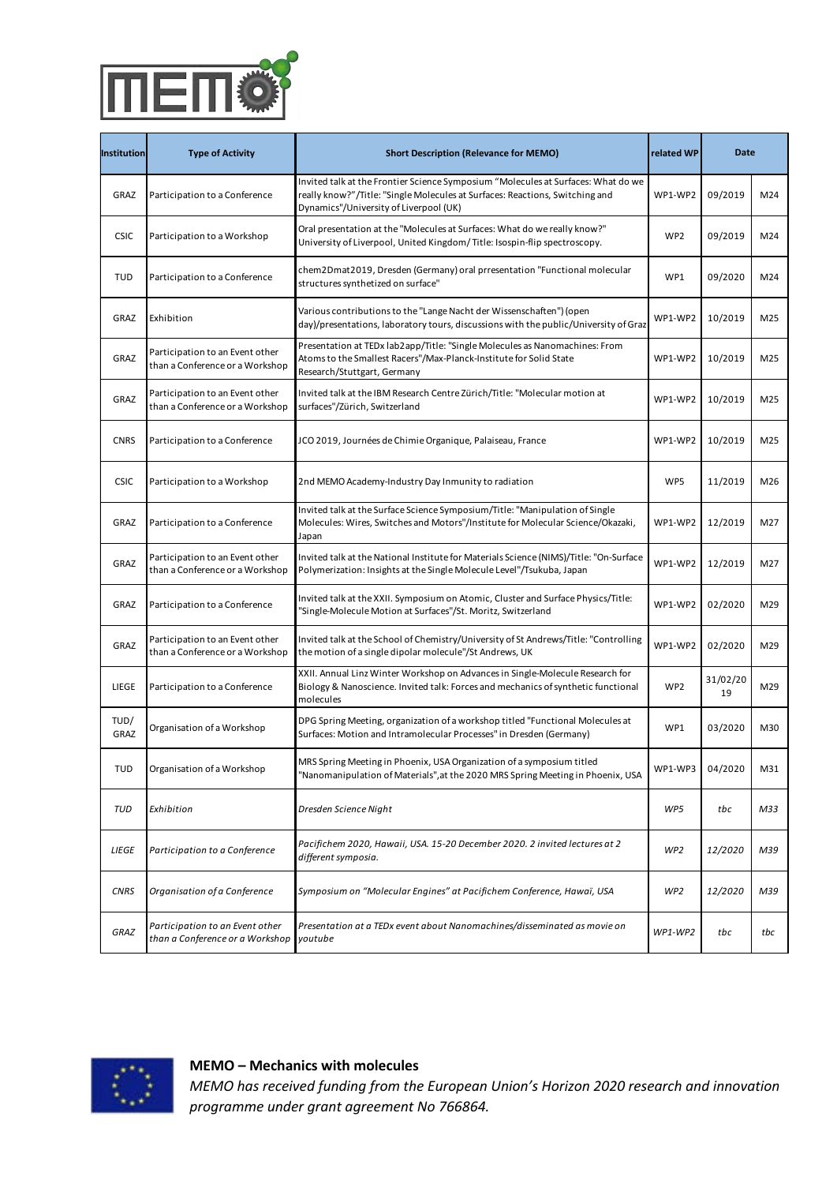| Institution | Type of Activity | Short Description (Relevance for MEMO) | related WP | Date | |
|---|---|---|---|---|---|
| GRAZ | Participation to a Conference | Invited talk at the Frontier Science Symposium "Molecules at Surfaces: What do we really know?"/Title: "Single Molecules at Surfaces: Reactions, Switching and Dynamics"/University of Liverpool (UK) | WP1-WP2 | 09/2019 | M24 |
| CSIC | Participation to a Workshop | Oral presentation at the "Molecules at Surfaces: What do we really know?" University of Liverpool, United Kingdom/ Title: Isospin-flip spectroscopy. | WP2 | 09/2019 | M24 |
| TUD | Participation to a Conference | chem2Dmat2019, Dresden (Germany) oral prresentation "Functional molecular structures synthetized on surface" | WP1 | 09/2020 | M24 |
| GRAZ | Exhibition | Various contributions to the "Lange Nacht der Wissenschaften") (open day)/presentations, laboratory tours, discussions with the public/University of Graz | WP1-WP2 | 10/2019 | M25 |
| GRAZ | Participation to an Event other than a Conference or a Workshop | Presentation at TEDx lab2app/Title: "Single Molecules as Nanomachines: From Atoms to the Smallest Racers"/Max-Planck-Institute for Solid State Research/Stuttgart, Germany | WP1-WP2 | 10/2019 | M25 |
| GRAZ | Participation to an Event other than a Conference or a Workshop | Invited talk at the IBM Research Centre Zürich/Title: "Molecular motion at surfaces"/Zürich, Switzerland | WP1-WP2 | 10/2019 | M25 |
| CNRS | Participation to a Conference | JCO 2019, Journées de Chimie Organique, Palaiseau, France | WP1-WP2 | 10/2019 | M25 |
| CSIC | Participation to a Workshop | 2nd MEMO Academy-Industry Day Inmunity to radiation | WP5 | 11/2019 | M26 |
| GRAZ | Participation to a Conference | Invited talk at the Surface Science Symposium/Title: "Manipulation of Single Molecules: Wires, Switches and Motors"/Institute for Molecular Science/Okazaki, Japan | WP1-WP2 | 12/2019 | M27 |
| GRAZ | Participation to an Event other than a Conference or a Workshop | Invited talk at the National Institute for Materials Science (NIMS)/Title: "On-Surface Polymerization: Insights at the Single Molecule Level"/Tsukuba, Japan | WP1-WP2 | 12/2019 | M27 |
| GRAZ | Participation to a Conference | Invited talk at the XXII. Symposium on Atomic, Cluster and Surface Physics/Title: "Single-Molecule Motion at Surfaces"/St. Moritz, Switzerland | WP1-WP2 | 02/2020 | M29 |
| GRAZ | Participation to an Event other than a Conference or a Workshop | Invited talk at the School of Chemistry/University of St Andrews/Title: "Controlling the motion of a single dipolar molecule"/St Andrews, UK | WP1-WP2 | 02/2020 | M29 |
| LIEGE | Participation to a Conference | XXII. Annual Linz Winter Workshop on Advances in Single-Molecule Research for Biology & Nanoscience. Invited talk: Forces and mechanics of synthetic functional molecules | WP2 | 31/02/2019 | M29 |
| TUD/ GRAZ | Organisation of a Workshop | DPG Spring Meeting, organization of a workshop titled "Functional Molecules at Surfaces: Motion and Intramolecular Processes" in Dresden (Germany) | WP1 | 03/2020 | M30 |
| TUD | Organisation of a Workshop | MRS Spring Meeting in Phoenix, USA Organization of a symposium titled "Nanomanipulation of Materials",at the 2020 MRS Spring Meeting in Phoenix, USA | WP1-WP3 | 04/2020 | M31 |
| *TUD* | *Exhibition* | *Dresden Science Night* | *WP5* | *tbc* | *M33* |
| *LIEGE* | *Participation to a Conference* | *Pacifichem 2020, Hawaii, USA. 15-20 December 2020. 2 invited lectures at 2 different symposia.* | *WP2* | *12/2020* | *M39* |
| *CNRS* | *Organisation of a Conference* | *Symposium on "Molecular Engines" at Pacifichem Conference, Hawaï, USA* | *WP2* | *12/2020* | *M39* |
| *GRAZ* | *Participation to an Event other than a Conference or a Workshop* | *Presentation at a TEDx event about Nanomachines/disseminated as movie on youtube* | *WP1-WP2* | *tbc* | *tbc* |

**MEMO – Mechanics with molecules**
*MEMO has received funding from the European Union's Horizon 2020 research and innovation programme under grant agreement No 766864.*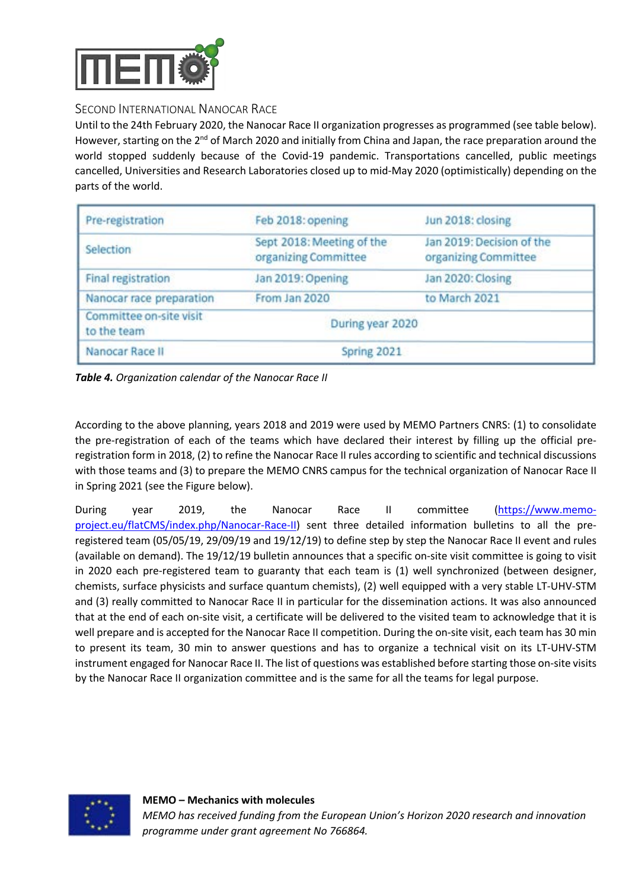## Second International Nanocar Race

Until to the 24th February 2020, the Nanocar Race II organization progresses as programmed (see table below). However, starting on the 2nd of March 2020 and initially from China and Japan, the race preparation around the world stopped suddenly because of the Covid-19 pandemic. Transportations cancelled, public meetings cancelled, Universities and Research Laboratories closed up to mid-May 2020 (optimistically) depending on the parts of the world.

| Pre-registration | Feb 2018: opening | Jun 2018: closing |
|---|---|---|
| Selection | Sept 2018: Meeting of the organizing Committee | Jan 2019: Decision of the organizing Committee |
| Final registration | Jan 2019: Opening | Jan 2020: Closing |
| Nanocar race preparation | From Jan 2020 | to March 2021 |
| Committee on-site visit to the team | During year 2020 | |
| Nanocar Race II | Spring 2021 | |

***Table 4.*** *Organization calendar of the Nanocar Race II*

According to the above planning, years 2018 and 2019 were used by MEMO Partners CNRS: (1) to consolidate the pre-registration of each of the teams which have declared their interest by filling up the official pre-registration form in 2018, (2) to refine the Nanocar Race II rules according to scientific and technical discussions with those teams and (3) to prepare the MEMO CNRS campus for the technical organization of Nanocar Race II in Spring 2021 (see the Figure below).

During year 2019, the Nanocar Race II committee (https://www.memo-project.eu/flatCMS/index.php/Nanocar-Race-II) sent three detailed information bulletins to all the pre-registered team (05/05/19, 29/09/19 and 19/12/19) to define step by step the Nanocar Race II event and rules (available on demand). The 19/12/19 bulletin announces that a specific on-site visit committee is going to visit in 2020 each pre-registered team to guaranty that each team is (1) well synchronized (between designer, chemists, surface physicists and surface quantum chemists), (2) well equipped with a very stable LT-UHV-STM and (3) really committed to Nanocar Race II in particular for the dissemination actions. It was also announced that at the end of each on-site visit, a certificate will be delivered to the visited team to acknowledge that it is well prepare and is accepted for the Nanocar Race II competition. During the on-site visit, each team has 30 min to present its team, 30 min to answer questions and has to organize a technical visit on its LT-UHV-STM instrument engaged for Nanocar Race II. The list of questions was established before starting those on-site visits by the Nanocar Race II organization committee and is the same for all the teams for legal purpose.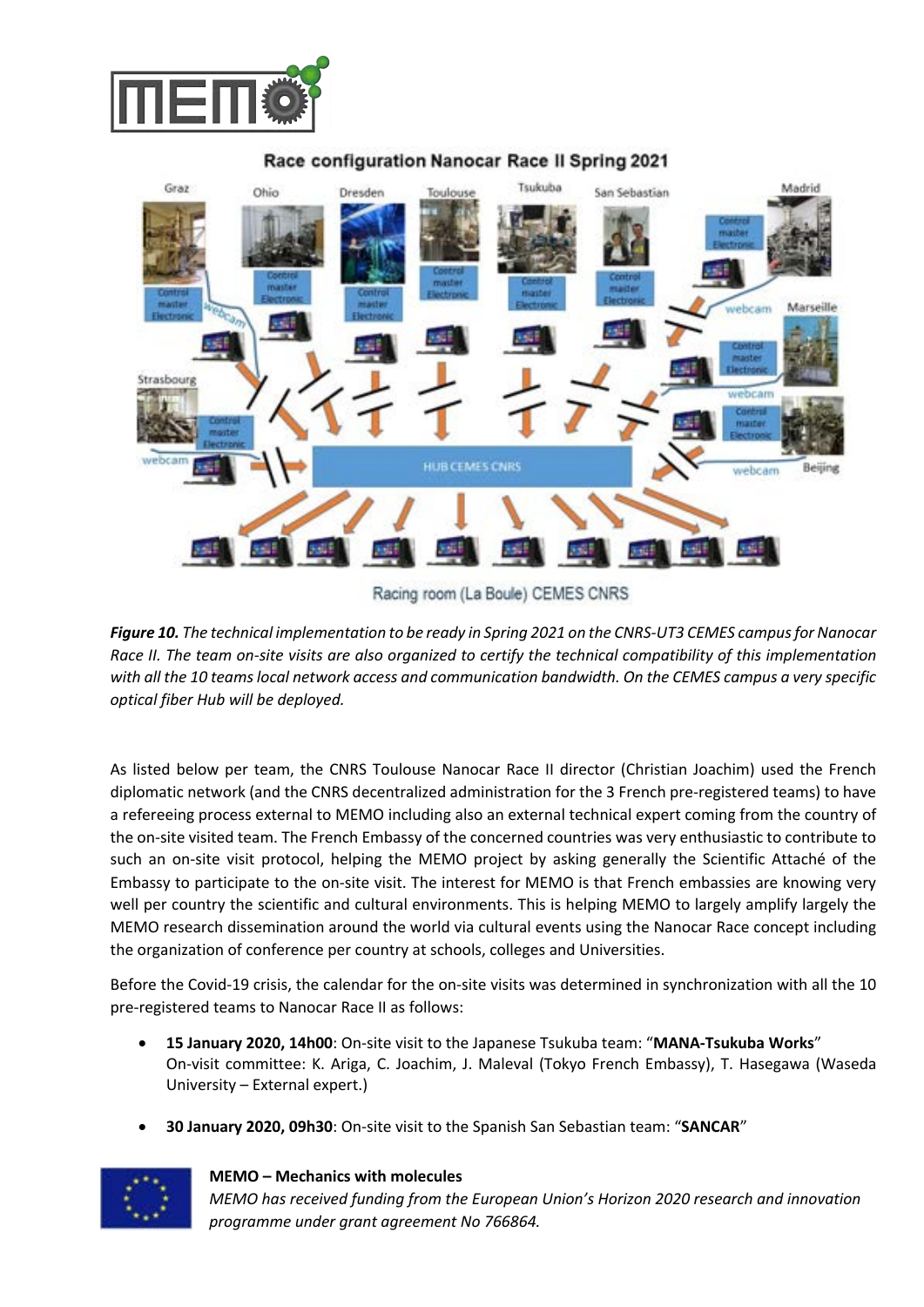*Figure 10. The technical implementation to be ready in Spring 2021 on the CNRS-UT3 CEMES campus for Nanocar Race II. The team on-site visits are also organized to certify the technical compatibility of this implementation with all the 10 teams local network access and communication bandwidth. On the CEMES campus a very specific optical fiber Hub will be deployed.*

As listed below per team, the CNRS Toulouse Nanocar Race II director (Christian Joachim) used the French diplomatic network (and the CNRS decentralized administration for the 3 French pre-registered teams) to have a refereeing process external to MEMO including also an external technical expert coming from the country of the on-site visited team. The French Embassy of the concerned countries was very enthusiastic to contribute to such an on-site visit protocol, helping the MEMO project by asking generally the Scientific Attaché of the Embassy to participate to the on-site visit. The interest for MEMO is that French embassies are knowing very well per country the scientific and cultural environments. This is helping MEMO to largely amplify largely the MEMO research dissemination around the world via cultural events using the Nanocar Race concept including the organization of conference per country at schools, colleges and Universities.

Before the Covid-19 crisis, the calendar for the on-site visits was determined in synchronization with all the 10 pre-registered teams to Nanocar Race II as follows:

- **15 January 2020, 14h00**: On-site visit to the Japanese Tsukuba team: "**MANA-Tsukuba Works**"
  On-visit committee: K. Ariga, C. Joachim, J. Maleval (Tokyo French Embassy), T. Hasegawa (Waseda University – External expert.)
- **30 January 2020, 09h30**: On-site visit to the Spanish San Sebastian team: "**SANCAR**"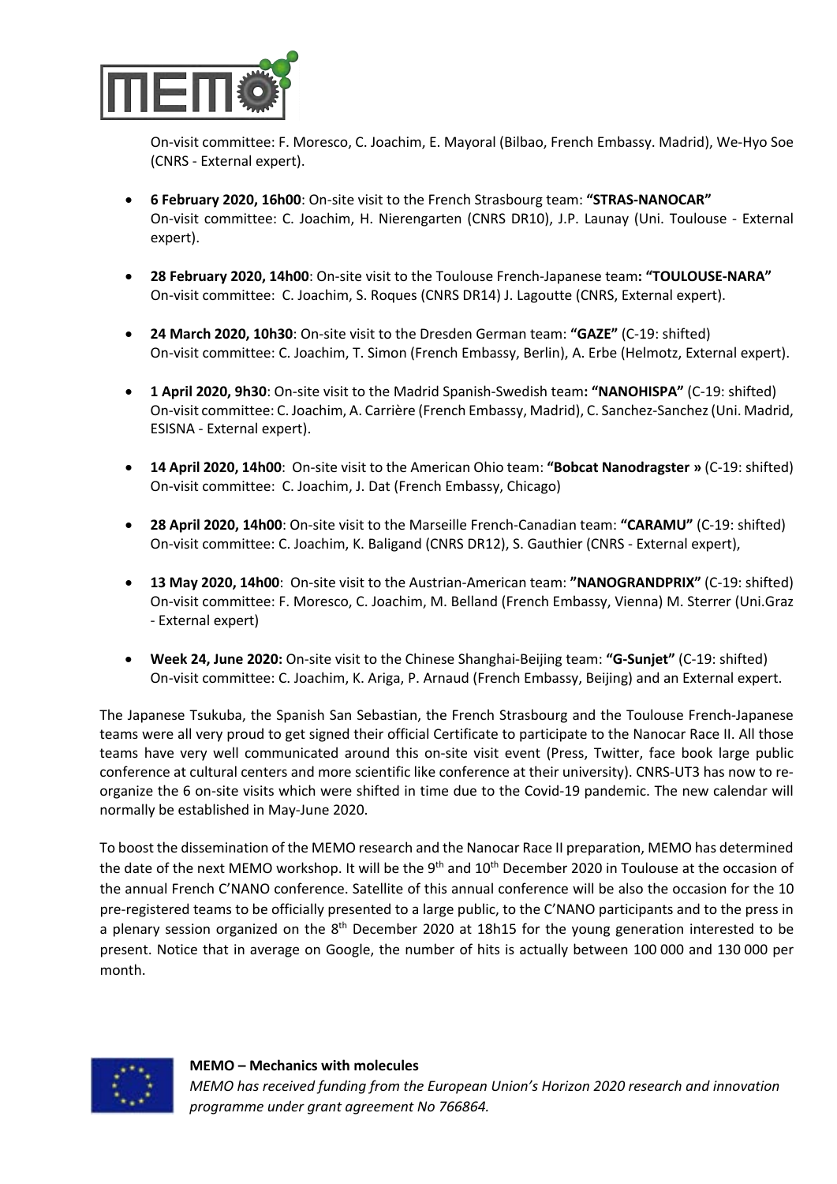On-visit committee: F. Moresco, C. Joachim, E. Mayoral (Bilbao, French Embassy. Madrid), We-Hyo Soe (CNRS - External expert).

- **6 February 2020, 16h00**: On-site visit to the French Strasbourg team: **“STRAS-NANOCAR”**
  On-visit committee: C. Joachim, H. Nierengarten (CNRS DR10), J.P. Launay (Uni. Toulouse - External expert).

- **28 February 2020, 14h00**: On-site visit to the Toulouse French-Japanese team**: “TOULOUSE-NARA”**
  On-visit committee: C. Joachim, S. Roques (CNRS DR14) J. Lagoutte (CNRS, External expert).

- **24 March 2020, 10h30**: On-site visit to the Dresden German team: **“GAZE”** (C-19: shifted)
  On-visit committee: C. Joachim, T. Simon (French Embassy, Berlin), A. Erbe (Helmotz, External expert).

- **1 April 2020, 9h30**: On-site visit to the Madrid Spanish-Swedish team**: “NANOHISPA”** (C-19: shifted)
  On-visit committee: C. Joachim, A. Carrière (French Embassy, Madrid), C. Sanchez-Sanchez (Uni. Madrid, ESISNA - External expert).

- **14 April 2020, 14h00**: On-site visit to the American Ohio team: **“Bobcat Nanodragster »** (C-19: shifted)
  On-visit committee: C. Joachim, J. Dat (French Embassy, Chicago)

- **28 April 2020, 14h00**: On-site visit to the Marseille French-Canadian team: **“CARAMU”** (C-19: shifted)
  On-visit committee: C. Joachim, K. Baligand (CNRS DR12), S. Gauthier (CNRS - External expert),

- **13 May 2020, 14h00**: On-site visit to the Austrian-American team: **”NANOGRANDPRIX”** (C-19: shifted)
  On-visit committee: F. Moresco, C. Joachim, M. Belland (French Embassy, Vienna) M. Sterrer (Uni.Graz - External expert)

- **Week 24, June 2020:** On-site visit to the Chinese Shanghai-Beijing team: **“G-Sunjet”** (C-19: shifted)
  On-visit committee: C. Joachim, K. Ariga, P. Arnaud (French Embassy, Beijing) and an External expert.

The Japanese Tsukuba, the Spanish San Sebastian, the French Strasbourg and the Toulouse French-Japanese teams were all very proud to get signed their official Certificate to participate to the Nanocar Race II. All those teams have very well communicated around this on-site visit event (Press, Twitter, face book large public conference at cultural centers and more scientific like conference at their university). CNRS-UT3 has now to re-organize the 6 on-site visits which were shifted in time due to the Covid-19 pandemic. The new calendar will normally be established in May-June 2020.

To boost the dissemination of the MEMO research and the Nanocar Race II preparation, MEMO has determined the date of the next MEMO workshop. It will be the 9th and 10th December 2020 in Toulouse at the occasion of the annual French C’NANO conference. Satellite of this annual conference will be also the occasion for the 10 pre-registered teams to be officially presented to a large public, to the C’NANO participants and to the press in a plenary session organized on the 8th December 2020 at 18h15 for the young generation interested to be present. Notice that in average on Google, the number of hits is actually between 100 000 and 130 000 per month.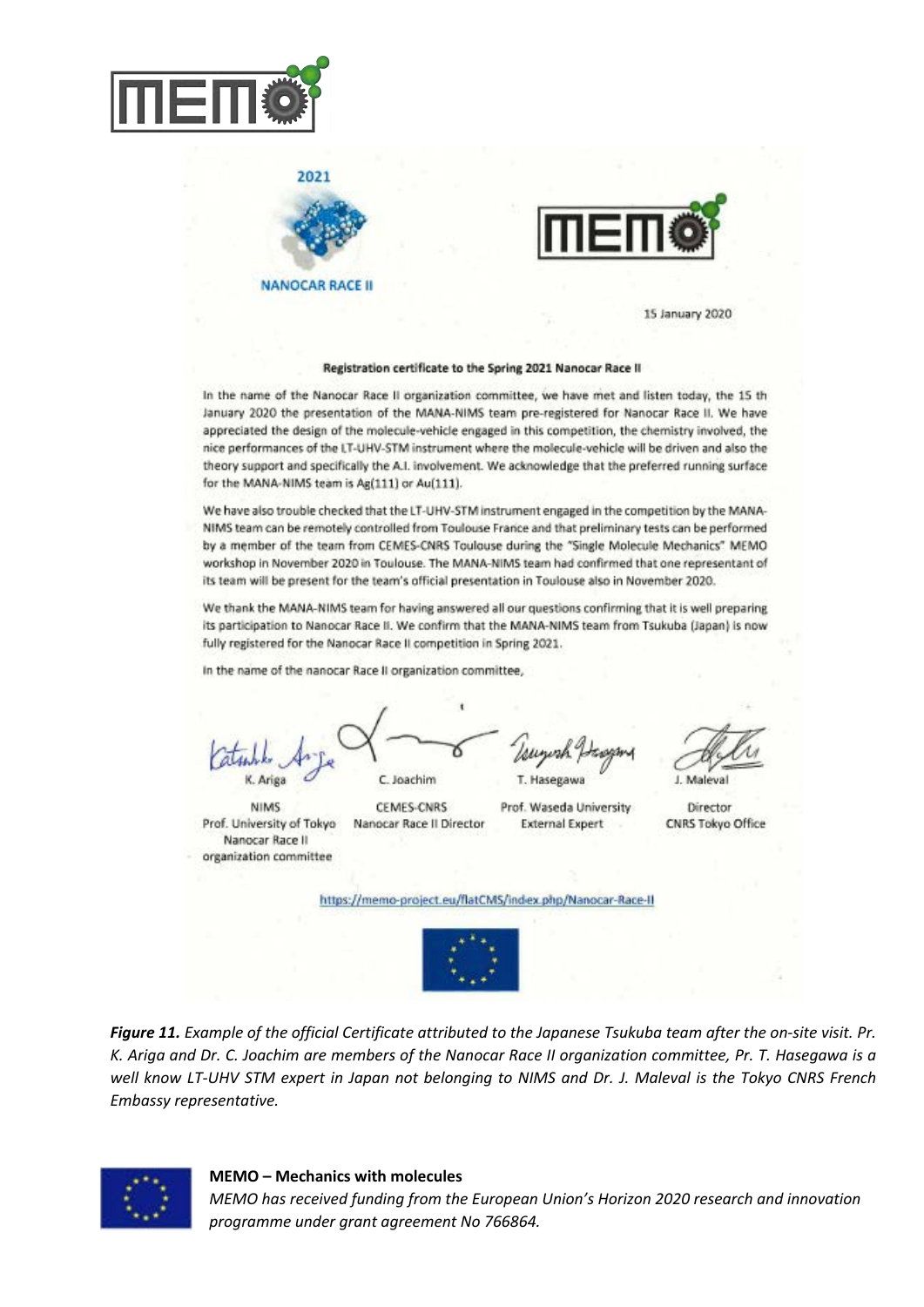2021

NANOCAR RACE II

15 January 2020

**Registration certificate to the Spring 2021 Nanocar Race II**

In the name of the Nanocar Race II organization committee, we have met and listen today, the 15 th January 2020 the presentation of the MANA-NIMS team pre-registered for Nanocar Race II. We have appreciated the design of the molecule-vehicle engaged in this competition, the chemistry involved, the nice performances of the LT-UHV-STM instrument where the molecule-vehicle will be driven and also the theory support and specifically the A.I. involvement. We acknowledge that the preferred running surface for the MANA-NIMS team is Ag(111) or Au(111).

We have also trouble checked that the LT-UHV-STM instrument engaged in the competition by the MANA-NIMS team can be remotely controlled from Toulouse France and that preliminary tests can be performed by a member of the team from CEMES-CNRS Toulouse during the "Single Molecule Mechanics" MEMO workshop in November 2020 in Toulouse. The MANA-NIMS team had confirmed that one representant of its team will be present for the team's official presentation in Toulouse also in November 2020.

We thank the MANA-NIMS team for having answered all our questions confirming that it is well preparing its participation to Nanocar Race II. We confirm that the MANA-NIMS team from Tsukuba (Japan) is now fully registered for the Nanocar Race II competition in Spring 2021.

In the name of the nanocar Race II organization committee,

| K. Ariga | C. Joachim | T. Hasegawa | J. Maleval |
|---|---|---|---|
| NIMS<br>Prof. University of Tokyo<br>Nanocar Race II<br>organization committee | CEMES-CNRS<br>Nanocar Race II Director | Prof. Waseda University<br>External Expert | Director<br>CNRS Tokyo Office |

https://memo-project.eu/flatCMS/index.php/Nanocar-Race-II

***Figure 11.*** *Example of the official Certificate attributed to the Japanese Tsukuba team after the on-site visit. Pr. K. Ariga and Dr. C. Joachim are members of the Nanocar Race II organization committee, Pr. T. Hasegawa is a well know LT-UHV STM expert in Japan not belonging to NIMS and Dr. J. Maleval is the Tokyo CNRS French Embassy representative.*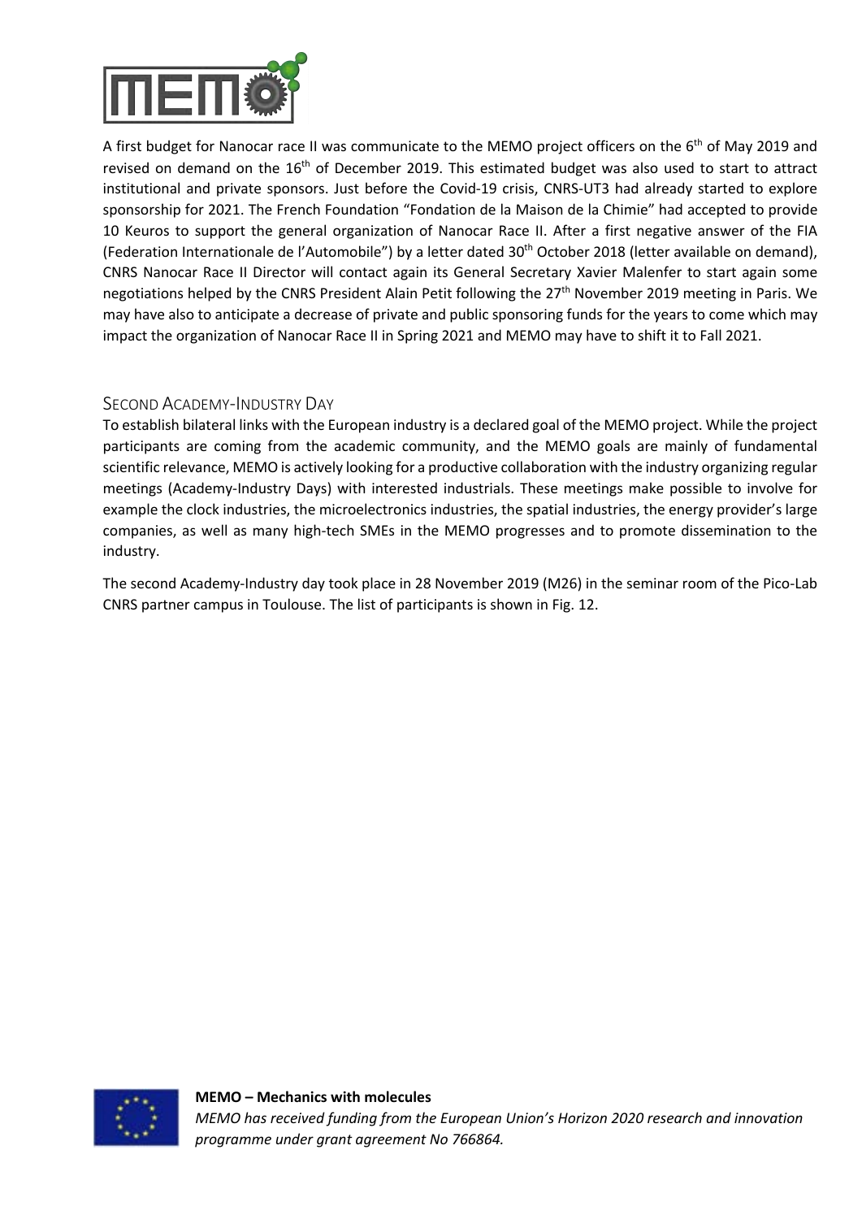A first budget for Nanocar race II was communicate to the MEMO project officers on the 6th of May 2019 and revised on demand on the 16th of December 2019. This estimated budget was also used to start to attract institutional and private sponsors. Just before the Covid-19 crisis, CNRS-UT3 had already started to explore sponsorship for 2021. The French Foundation “Fondation de la Maison de la Chimie” had accepted to provide 10 Keuros to support the general organization of Nanocar Race II. After a first negative answer of the FIA (Federation Internationale de l’Automobile”) by a letter dated 30th October 2018 (letter available on demand), CNRS Nanocar Race II Director will contact again its General Secretary Xavier Malenfer to start again some negotiations helped by the CNRS President Alain Petit following the 27th November 2019 meeting in Paris. We may have also to anticipate a decrease of private and public sponsoring funds for the years to come which may impact the organization of Nanocar Race II in Spring 2021 and MEMO may have to shift it to Fall 2021.

## SECOND ACADEMY-INDUSTRY DAY

To establish bilateral links with the European industry is a declared goal of the MEMO project. While the project participants are coming from the academic community, and the MEMO goals are mainly of fundamental scientific relevance, MEMO is actively looking for a productive collaboration with the industry organizing regular meetings (Academy-Industry Days) with interested industrials. These meetings make possible to involve for example the clock industries, the microelectronics industries, the spatial industries, the energy provider’s large companies, as well as many high-tech SMEs in the MEMO progresses and to promote dissemination to the industry.

The second Academy-Industry day took place in 28 November 2019 (M26) in the seminar room of the Pico-Lab CNRS partner campus in Toulouse. The list of participants is shown in Fig. 12.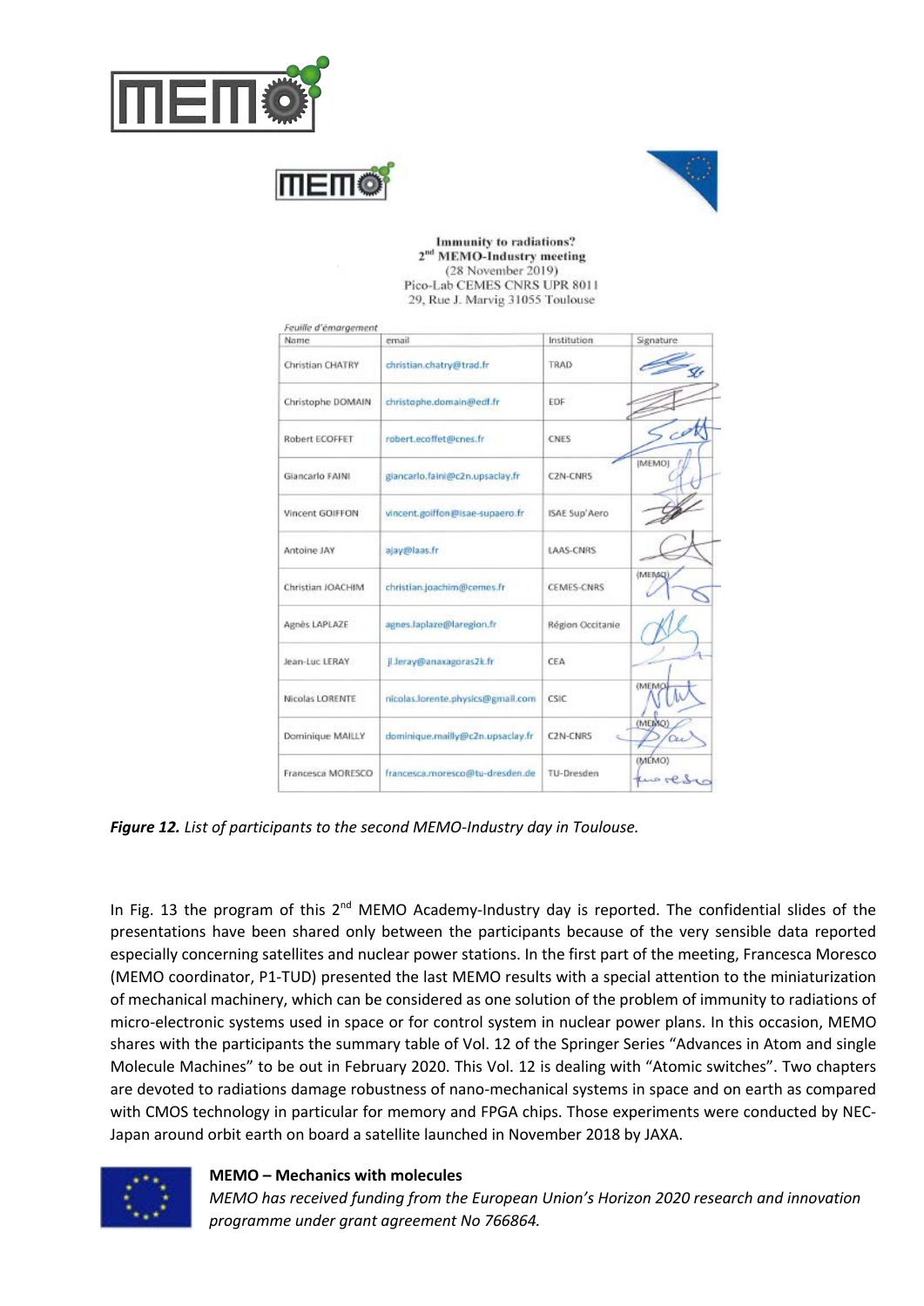Immunity to radiations?
2[nd] MEMO-Industry meeting
(28 November 2019)
Pico-Lab CEMES CNRS UPR 8011
29, Rue J. Marvig 31055 Toulouse

*Feuille d'émargement*

| Name | email | Institution | Signature |
|---|---|---|---|
| Christian CHATRY | christian.chatry@trad.fr | TRAD | |
| Christophe DOMAIN | christophe.domain@edf.fr | EDF | |
| Robert ECOFFET | robert.ecoffet@cnes.fr | CNES | |
| Giancarlo FAINI | giancarlo.faini@c2n.upsaclay.fr | C2N-CNRS | (MEMO) |
| Vincent GOIFFON | vincent.goiffon@isae-supaero.fr | ISAE Sup'Aero | |
| Antoine JAY | ajay@laas.fr | LAAS-CNRS | |
| Christian JOACHIM | christian.joachim@cemes.fr | CEMES-CNRS | (MEMO) |
| Agnès LAPLAZE | agnes.laplaze@laregion.fr | Région Occitanie | |
| Jean-Luc LERAY | jl.leray@anaxagoras2k.fr | CEA | |
| Nicolas LORENTE | nicolas.lorente.physics@gmail.com | CSIC | (MEMO) |
| Dominique MAILLY | dominique.mailly@c2n.upsaclay.fr | C2N-CNRS | (MEMO) |
| Francesca MORESCO | francesca.moresco@tu-dresden.de | TU-Dresden | (MEMO) |

***Figure 12.*** *List of participants to the second MEMO-Industry day in Toulouse.*

In Fig. 13 the program of this 2[nd] MEMO Academy-Industry day is reported. The confidential slides of the presentations have been shared only between the participants because of the very sensible data reported especially concerning satellites and nuclear power stations. In the first part of the meeting, Francesca Moresco (MEMO coordinator, P1-TUD) presented the last MEMO results with a special attention to the miniaturization of mechanical machinery, which can be considered as one solution of the problem of immunity to radiations of micro-electronic systems used in space or for control system in nuclear power plans. In this occasion, MEMO shares with the participants the summary table of Vol. 12 of the Springer Series "Advances in Atom and single Molecule Machines" to be out in February 2020. This Vol. 12 is dealing with "Atomic switches". Two chapters are devoted to radiations damage robustness of nano-mechanical systems in space and on earth as compared with CMOS technology in particular for memory and FPGA chips. Those experiments were conducted by NEC-Japan around orbit earth on board a satellite launched in November 2018 by JAXA.

**MEMO – Mechanics with molecules**
*MEMO has received funding from the European Union's Horizon 2020 research and innovation programme under grant agreement No 766864.*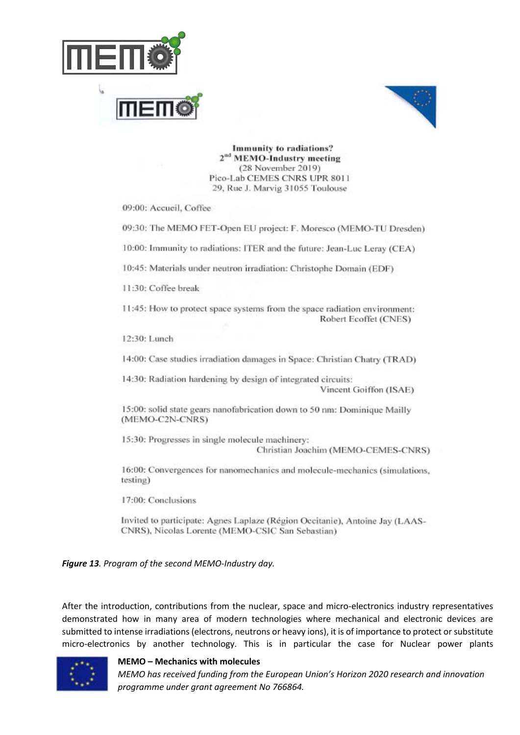**Immunity to radiations?**
**2nd MEMO-Industry meeting**
(28 November 2019)
Pico-Lab CEMES CNRS UPR 8011
29, Rue J. Marvig 31055 Toulouse

09:00: Accueil, Coffee

09:30: The MEMO FET-Open EU project: F. Moresco (MEMO-TU Dresden)

10:00: Immunity to radiations: ITER and the future: Jean-Luc Leray (CEA)

10:45: Materials under neutron irradiation: Christophe Domain (EDF)

11:30: Coffee break

11:45: How to protect space systems from the space radiation environment: Robert Ecoffet (CNES)

12:30: Lunch

14:00: Case studies irradiation damages in Space: Christian Chatry (TRAD)

14:30: Radiation hardening by design of integrated circuits: Vincent Goiffon (ISAE)

15:00: solid state gears nanofabrication down to 50 nm: Dominique Mailly (MEMO-C2N-CNRS)

15:30: Progresses in single molecule machinery: Christian Joachim (MEMO-CEMES-CNRS)

16:00: Convergences for nanomechanics and molecule-mechanics (simulations, testing)

17:00: Conclusions

Invited to participate: Agnes Laplaze (Région Occitanie), Antoine Jay (LAAS-CNRS), Nicolas Lorente (MEMO-CSIC San Sebastian)

***Figure 13**. Program of the second MEMO-Industry day.*

After the introduction, contributions from the nuclear, space and micro-electronics industry representatives demonstrated how in many area of modern technologies where mechanical and electronic devices are submitted to intense irradiations (electrons, neutrons or heavy ions), it is of importance to protect or substitute micro-electronics by another technology. This is in particular the case for Nuclear power plants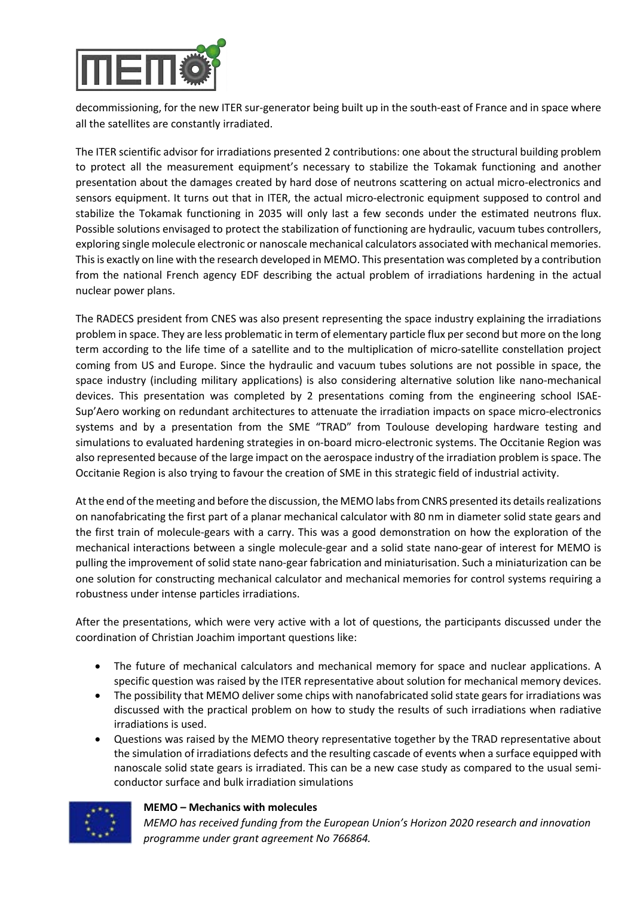decommissioning, for the new ITER sur-generator being built up in the south-east of France and in space where all the satellites are constantly irradiated.

The ITER scientific advisor for irradiations presented 2 contributions: one about the structural building problem to protect all the measurement equipment's necessary to stabilize the Tokamak functioning and another presentation about the damages created by hard dose of neutrons scattering on actual micro-electronics and sensors equipment. It turns out that in ITER, the actual micro-electronic equipment supposed to control and stabilize the Tokamak functioning in 2035 will only last a few seconds under the estimated neutrons flux. Possible solutions envisaged to protect the stabilization of functioning are hydraulic, vacuum tubes controllers, exploring single molecule electronic or nanoscale mechanical calculators associated with mechanical memories. This is exactly on line with the research developed in MEMO. This presentation was completed by a contribution from the national French agency EDF describing the actual problem of irradiations hardening in the actual nuclear power plans.

The RADECS president from CNES was also present representing the space industry explaining the irradiations problem in space. They are less problematic in term of elementary particle flux per second but more on the long term according to the life time of a satellite and to the multiplication of micro-satellite constellation project coming from US and Europe. Since the hydraulic and vacuum tubes solutions are not possible in space, the space industry (including military applications) is also considering alternative solution like nano-mechanical devices. This presentation was completed by 2 presentations coming from the engineering school ISAE-Sup'Aero working on redundant architectures to attenuate the irradiation impacts on space micro-electronics systems and by a presentation from the SME "TRAD" from Toulouse developing hardware testing and simulations to evaluated hardening strategies in on-board micro-electronic systems. The Occitanie Region was also represented because of the large impact on the aerospace industry of the irradiation problem is space. The Occitanie Region is also trying to favour the creation of SME in this strategic field of industrial activity.

At the end of the meeting and before the discussion, the MEMO labs from CNRS presented its details realizations on nanofabricating the first part of a planar mechanical calculator with 80 nm in diameter solid state gears and the first train of molecule-gears with a carry. This was a good demonstration on how the exploration of the mechanical interactions between a single molecule-gear and a solid state nano-gear of interest for MEMO is pulling the improvement of solid state nano-gear fabrication and miniaturisation. Such a miniaturization can be one solution for constructing mechanical calculator and mechanical memories for control systems requiring a robustness under intense particles irradiations.

After the presentations, which were very active with a lot of questions, the participants discussed under the coordination of Christian Joachim important questions like:

- The future of mechanical calculators and mechanical memory for space and nuclear applications. A specific question was raised by the ITER representative about solution for mechanical memory devices.
- The possibility that MEMO deliver some chips with nanofabricated solid state gears for irradiations was discussed with the practical problem on how to study the results of such irradiations when radiative irradiations is used.
- Questions was raised by the MEMO theory representative together by the TRAD representative about the simulation of irradiations defects and the resulting cascade of events when a surface equipped with nanoscale solid state gears is irradiated. This can be a new case study as compared to the usual semi-conductor surface and bulk irradiation simulations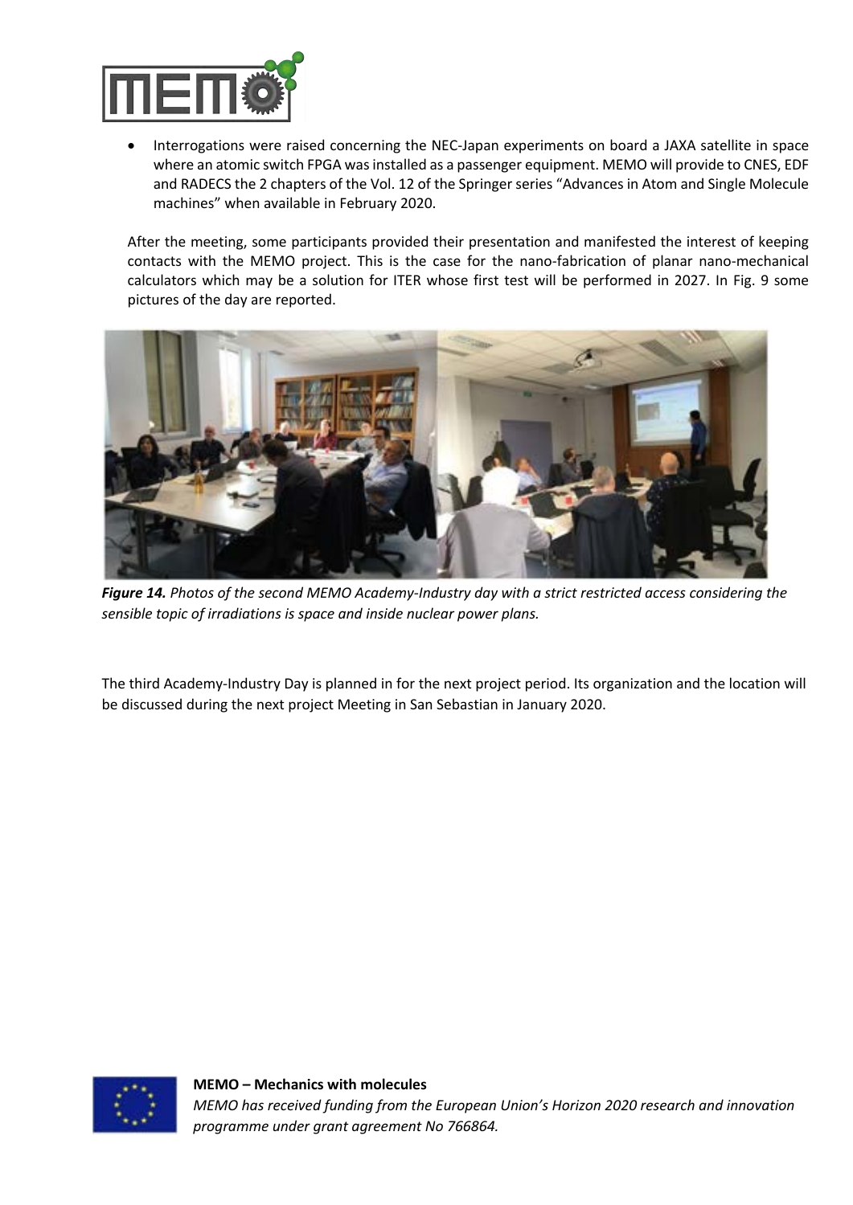- Interrogations were raised concerning the NEC-Japan experiments on board a JAXA satellite in space where an atomic switch FPGA was installed as a passenger equipment. MEMO will provide to CNES, EDF and RADECS the 2 chapters of the Vol. 12 of the Springer series "Advances in Atom and Single Molecule machines" when available in February 2020.

After the meeting, some participants provided their presentation and manifested the interest of keeping contacts with the MEMO project. This is the case for the nano-fabrication of planar nano-mechanical calculators which may be a solution for ITER whose first test will be performed in 2027. In Fig. 9 some pictures of the day are reported.

***Figure 14.*** *Photos of the second MEMO Academy-Industry day with a strict restricted access considering the sensible topic of irradiations is space and inside nuclear power plans.*

The third Academy-Industry Day is planned in for the next project period. Its organization and the location will be discussed during the next project Meeting in San Sebastian in January 2020.

**MEMO – Mechanics with molecules**

*MEMO has received funding from the European Union's Horizon 2020 research and innovation programme under grant agreement No 766864.*